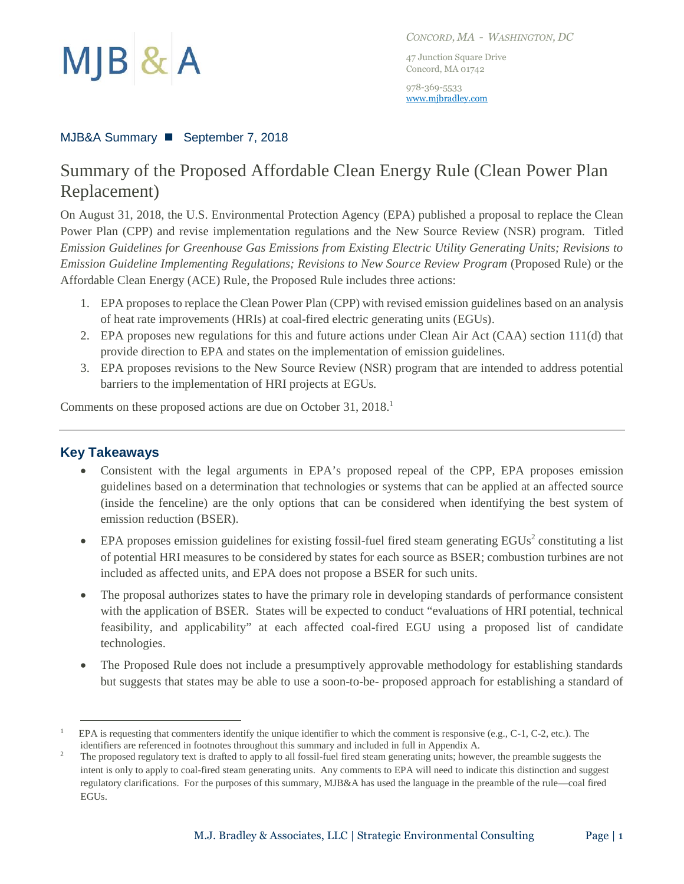MJB & A

*Concord, MA - Washington, DC*

47 Junction Square Drive
Concord, MA 01742

978-369-5533
www.mjbradley.com

MJB&A Summary ■ September 7, 2018

# Summary of the Proposed Affordable Clean Energy Rule (Clean Power Plan Replacement)

On August 31, 2018, the U.S. Environmental Protection Agency (EPA) published a proposal to replace the Clean Power Plan (CPP) and revise implementation regulations and the New Source Review (NSR) program. Titled *Emission Guidelines for Greenhouse Gas Emissions from Existing Electric Utility Generating Units; Revisions to Emission Guideline Implementing Regulations; Revisions to New Source Review Program* (Proposed Rule) or the Affordable Clean Energy (ACE) Rule, the Proposed Rule includes three actions:

1. EPA proposes to replace the Clean Power Plan (CPP) with revised emission guidelines based on an analysis of heat rate improvements (HRIs) at coal-fired electric generating units (EGUs).
2. EPA proposes new regulations for this and future actions under Clean Air Act (CAA) section 111(d) that provide direction to EPA and states on the implementation of emission guidelines.
3. EPA proposes revisions to the New Source Review (NSR) program that are intended to address potential barriers to the implementation of HRI projects at EGUs.

Comments on these proposed actions are due on October 31, 2018.[1]

---

## Key Takeaways

- Consistent with the legal arguments in EPA's proposed repeal of the CPP, EPA proposes emission guidelines based on a determination that technologies or systems that can be applied at an affected source (inside the fenceline) are the only options that can be considered when identifying the best system of emission reduction (BSER).
- EPA proposes emission guidelines for existing fossil-fuel fired steam generating EGUs[2] constituting a list of potential HRI measures to be considered by states for each source as BSER; combustion turbines are not included as affected units, and EPA does not propose a BSER for such units.
- The proposal authorizes states to have the primary role in developing standards of performance consistent with the application of BSER. States will be expected to conduct "evaluations of HRI potential, technical feasibility, and applicability" at each affected coal-fired EGU using a proposed list of candidate technologies.
- The Proposed Rule does not include a presumptively approvable methodology for establishing standards but suggests that states may be able to use a soon-to-be- proposed approach for establishing a standard of

---

[1] EPA is requesting that commenters identify the unique identifier to which the comment is responsive (e.g., C-1, C-2, etc.). The identifiers are referenced in footnotes throughout this summary and included in full in Appendix A.

[2] The proposed regulatory text is drafted to apply to all fossil-fuel fired steam generating units; however, the preamble suggests the intent is only to apply to coal-fired steam generating units. Any comments to EPA will need to indicate this distinction and suggest regulatory clarifications. For the purposes of this summary, MJB&A has used the language in the preamble of the rule—coal fired EGUs.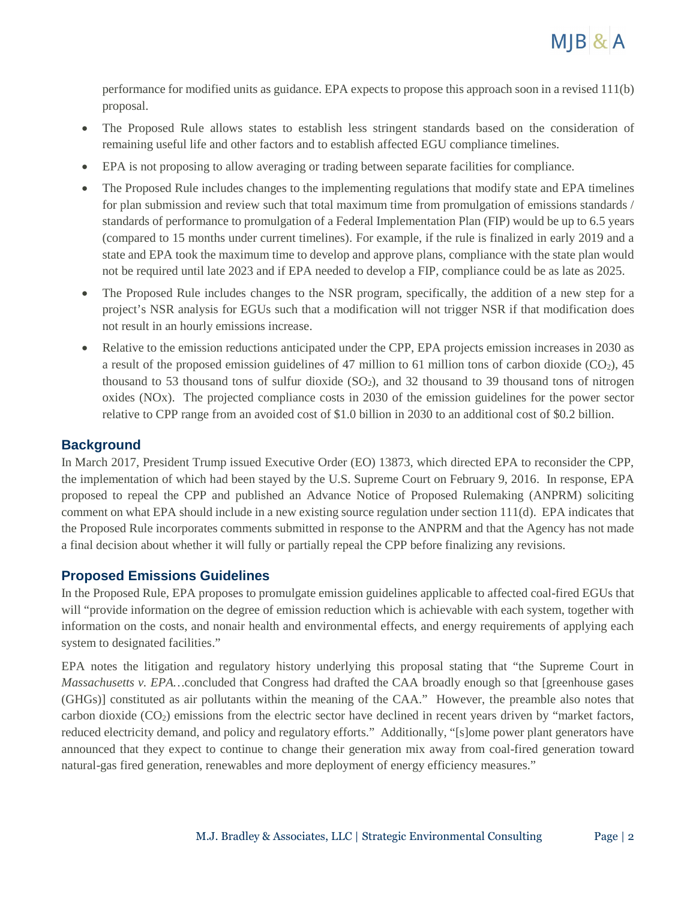performance for modified units as guidance. EPA expects to propose this approach soon in a revised 111(b) proposal.

- The Proposed Rule allows states to establish less stringent standards based on the consideration of remaining useful life and other factors and to establish affected EGU compliance timelines.
- EPA is not proposing to allow averaging or trading between separate facilities for compliance.
- The Proposed Rule includes changes to the implementing regulations that modify state and EPA timelines for plan submission and review such that total maximum time from promulgation of emissions standards / standards of performance to promulgation of a Federal Implementation Plan (FIP) would be up to 6.5 years (compared to 15 months under current timelines). For example, if the rule is finalized in early 2019 and a state and EPA took the maximum time to develop and approve plans, compliance with the state plan would not be required until late 2023 and if EPA needed to develop a FIP, compliance could be as late as 2025.
- The Proposed Rule includes changes to the NSR program, specifically, the addition of a new step for a project's NSR analysis for EGUs such that a modification will not trigger NSR if that modification does not result in an hourly emissions increase.
- Relative to the emission reductions anticipated under the CPP, EPA projects emission increases in 2030 as a result of the proposed emission guidelines of 47 million to 61 million tons of carbon dioxide ($CO_2$), 45 thousand to 53 thousand tons of sulfur dioxide ($SO_2$), and 32 thousand to 39 thousand tons of nitrogen oxides (NOx). The projected compliance costs in 2030 of the emission guidelines for the power sector relative to CPP range from an avoided cost of $1.0 billion in 2030 to an additional cost of $0.2 billion.

## Background

In March 2017, President Trump issued Executive Order (EO) 13873, which directed EPA to reconsider the CPP, the implementation of which had been stayed by the U.S. Supreme Court on February 9, 2016. In response, EPA proposed to repeal the CPP and published an Advance Notice of Proposed Rulemaking (ANPRM) soliciting comment on what EPA should include in a new existing source regulation under section 111(d). EPA indicates that the Proposed Rule incorporates comments submitted in response to the ANPRM and that the Agency has not made a final decision about whether it will fully or partially repeal the CPP before finalizing any revisions.

## Proposed Emissions Guidelines

In the Proposed Rule, EPA proposes to promulgate emission guidelines applicable to affected coal-fired EGUs that will "provide information on the degree of emission reduction which is achievable with each system, together with information on the costs, and nonair health and environmental effects, and energy requirements of applying each system to designated facilities."

EPA notes the litigation and regulatory history underlying this proposal stating that "the Supreme Court in *Massachusetts v. EPA*…concluded that Congress had drafted the CAA broadly enough so that [greenhouse gases (GHGs)] constituted as air pollutants within the meaning of the CAA." However, the preamble also notes that carbon dioxide ($CO_2$) emissions from the electric sector have declined in recent years driven by "market factors, reduced electricity demand, and policy and regulatory efforts." Additionally, "[s]ome power plant generators have announced that they expect to continue to change their generation mix away from coal-fired generation toward natural-gas fired generation, renewables and more deployment of energy efficiency measures."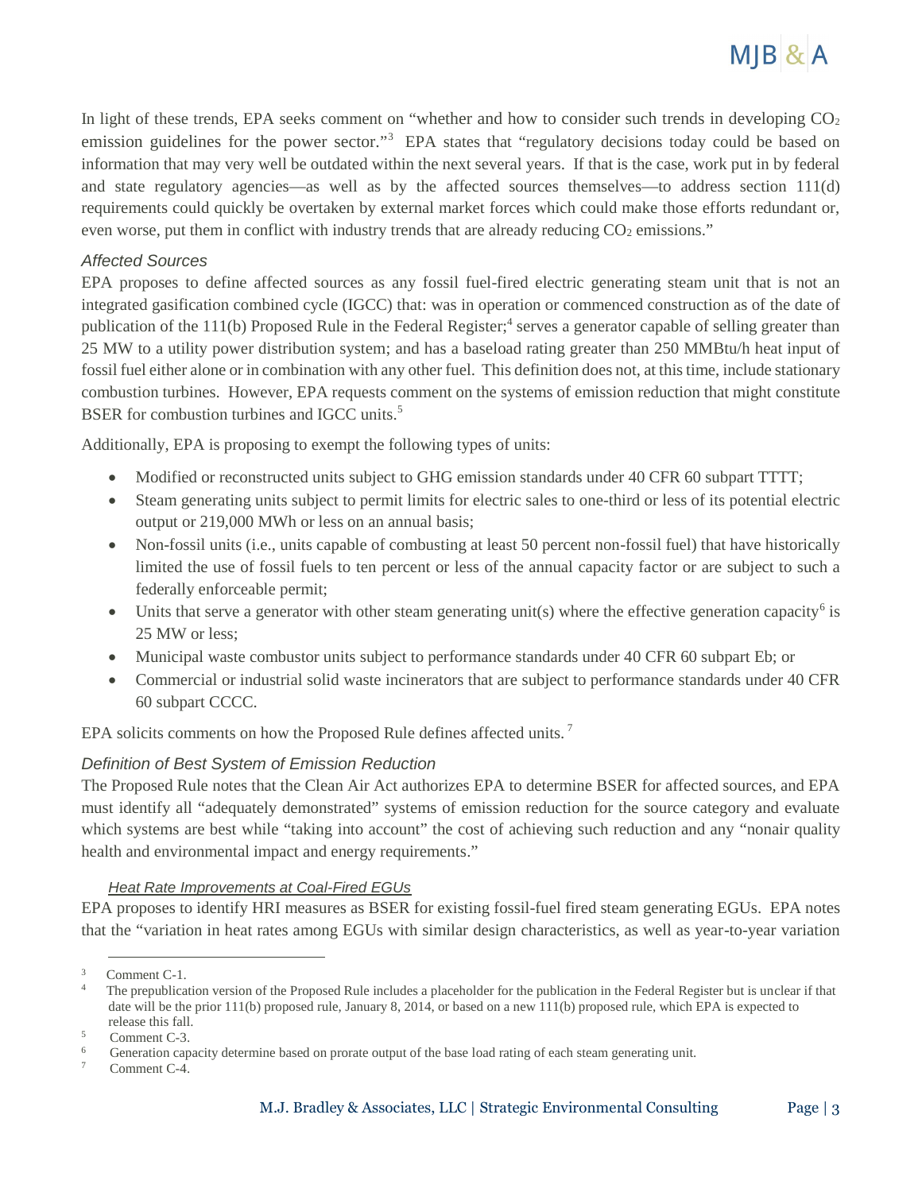In light of these trends, EPA seeks comment on "whether and how to consider such trends in developing $CO_2$ emission guidelines for the power sector."[3] EPA states that "regulatory decisions today could be based on information that may very well be outdated within the next several years. If that is the case, work put in by federal and state regulatory agencies—as well as by the affected sources themselves—to address section 111(d) requirements could quickly be overtaken by external market forces which could make those efforts redundant or, even worse, put them in conflict with industry trends that are already reducing $CO_2$ emissions."

### *Affected Sources*

EPA proposes to define affected sources as any fossil fuel-fired electric generating steam unit that is not an integrated gasification combined cycle (IGCC) that: was in operation or commenced construction as of the date of publication of the 111(b) Proposed Rule in the Federal Register;[4] serves a generator capable of selling greater than 25 MW to a utility power distribution system; and has a baseload rating greater than 250 MMBtu/h heat input of fossil fuel either alone or in combination with any other fuel. This definition does not, at this time, include stationary combustion turbines. However, EPA requests comment on the systems of emission reduction that might constitute BSER for combustion turbines and IGCC units.[5]

Additionally, EPA is proposing to exempt the following types of units:

- Modified or reconstructed units subject to GHG emission standards under 40 CFR 60 subpart TTTT;
- Steam generating units subject to permit limits for electric sales to one-third or less of its potential electric output or 219,000 MWh or less on an annual basis;
- Non-fossil units (i.e., units capable of combusting at least 50 percent non-fossil fuel) that have historically limited the use of fossil fuels to ten percent or less of the annual capacity factor or are subject to such a federally enforceable permit;
- Units that serve a generator with other steam generating unit(s) where the effective generation capacity[6] is 25 MW or less;
- Municipal waste combustor units subject to performance standards under 40 CFR 60 subpart Eb; or
- Commercial or industrial solid waste incinerators that are subject to performance standards under 40 CFR 60 subpart CCCC.

EPA solicits comments on how the Proposed Rule defines affected units.[7]

### *Definition of Best System of Emission Reduction*

The Proposed Rule notes that the Clean Air Act authorizes EPA to determine BSER for affected sources, and EPA must identify all "adequately demonstrated" systems of emission reduction for the source category and evaluate which systems are best while "taking into account" the cost of achieving such reduction and any "nonair quality health and environmental impact and energy requirements."

#### *Heat Rate Improvements at Coal-Fired EGUs*

EPA proposes to identify HRI measures as BSER for existing fossil-fuel fired steam generating EGUs. EPA notes that the "variation in heat rates among EGUs with similar design characteristics, as well as year-to-year variation

---

[3] Comment C-1.

[4] The prepublication version of the Proposed Rule includes a placeholder for the publication in the Federal Register but is unclear if that date will be the prior 111(b) proposed rule, January 8, 2014, or based on a new 111(b) proposed rule, which EPA is expected to release this fall.

[5] Comment C-3.

[6] Generation capacity determine based on prorate output of the base load rating of each steam generating unit.

[7] Comment C-4.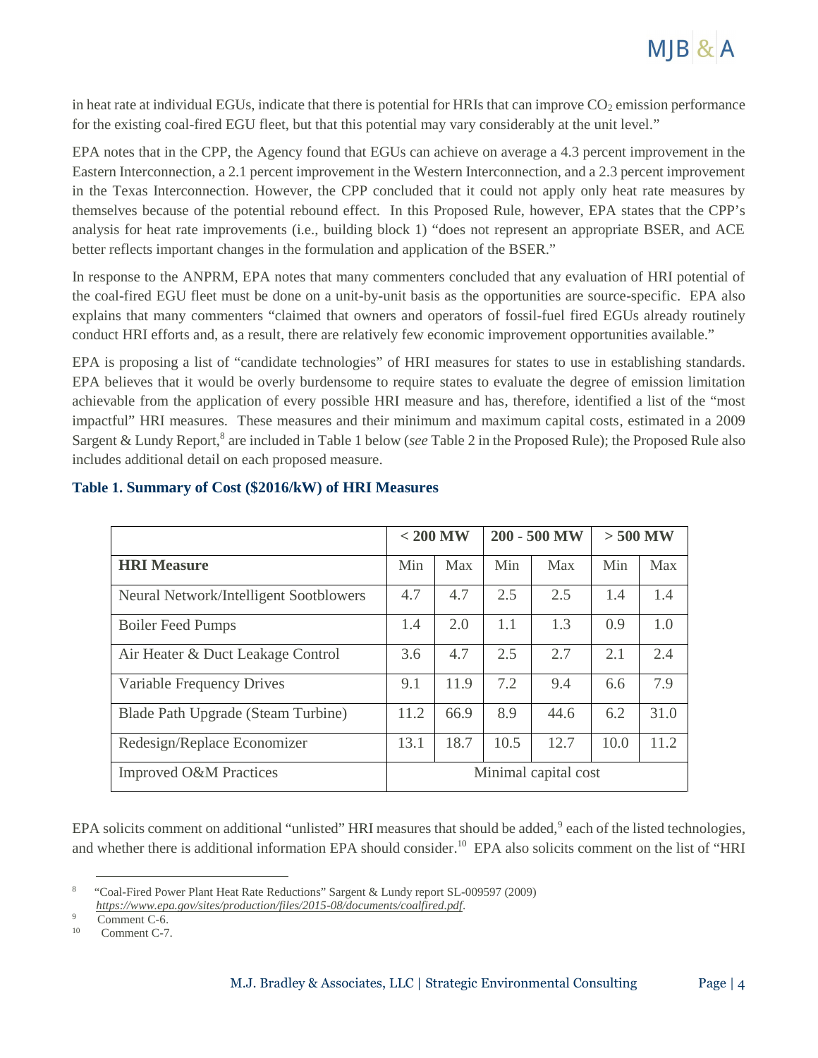in heat rate at individual EGUs, indicate that there is potential for HRIs that can improve $CO_2$ emission performance for the existing coal-fired EGU fleet, but that this potential may vary considerably at the unit level."

EPA notes that in the CPP, the Agency found that EGUs can achieve on average a 4.3 percent improvement in the Eastern Interconnection, a 2.1 percent improvement in the Western Interconnection, and a 2.3 percent improvement in the Texas Interconnection. However, the CPP concluded that it could not apply only heat rate measures by themselves because of the potential rebound effect. In this Proposed Rule, however, EPA states that the CPP's analysis for heat rate improvements (i.e., building block 1) "does not represent an appropriate BSER, and ACE better reflects important changes in the formulation and application of the BSER."

In response to the ANPRM, EPA notes that many commenters concluded that any evaluation of HRI potential of the coal-fired EGU fleet must be done on a unit-by-unit basis as the opportunities are source-specific. EPA also explains that many commenters "claimed that owners and operators of fossil-fuel fired EGUs already routinely conduct HRI efforts and, as a result, there are relatively few economic improvement opportunities available."

EPA is proposing a list of "candidate technologies" of HRI measures for states to use in establishing standards. EPA believes that it would be overly burdensome to require states to evaluate the degree of emission limitation achievable from the application of every possible HRI measure and has, therefore, identified a list of the "most impactful" HRI measures. These measures and their minimum and maximum capital costs, estimated in a 2009 Sargent & Lundy Report,[8] are included in Table 1 below (*see* Table 2 in the Proposed Rule); the Proposed Rule also includes additional detail on each proposed measure.

**Table 1. Summary of Cost ($2016/kW) of HRI Measures**

| | < 200 MW | | 200 - 500 MW | | > 500 MW | |
|---|---|---|---|---|---|---|
| **HRI Measure** | Min | Max | Min | Max | Min | Max |
| Neural Network/Intelligent Sootblowers | 4.7 | 4.7 | 2.5 | 2.5 | 1.4 | 1.4 |
| Boiler Feed Pumps | 1.4 | 2.0 | 1.1 | 1.3 | 0.9 | 1.0 |
| Air Heater & Duct Leakage Control | 3.6 | 4.7 | 2.5 | 2.7 | 2.1 | 2.4 |
| Variable Frequency Drives | 9.1 | 11.9 | 7.2 | 9.4 | 6.6 | 7.9 |
| Blade Path Upgrade (Steam Turbine) | 11.2 | 66.9 | 8.9 | 44.6 | 6.2 | 31.0 |
| Redesign/Replace Economizer | 13.1 | 18.7 | 10.5 | 12.7 | 10.0 | 11.2 |
| Improved O&M Practices | Minimal capital cost | | | | | |

EPA solicits comment on additional "unlisted" HRI measures that should be added,[9] each of the listed technologies, and whether there is additional information EPA should consider.[10] EPA also solicits comment on the list of "HRI

---

[8] "Coal-Fired Power Plant Heat Rate Reductions" Sargent & Lundy report SL-009597 (2009) *https://www.epa.gov/sites/production/files/2015-08/documents/coalfired.pdf*.

[9] Comment C-6.

[10] Comment C-7.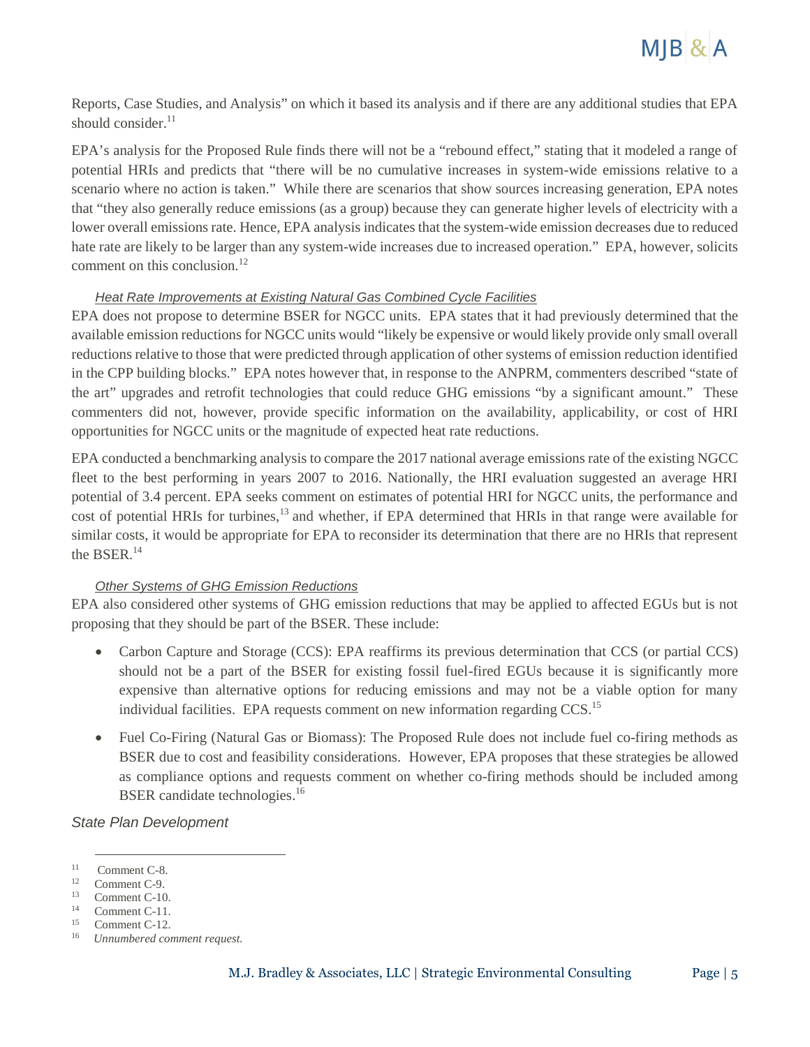Reports, Case Studies, and Analysis" on which it based its analysis and if there are any additional studies that EPA should consider.[11]

EPA's analysis for the Proposed Rule finds there will not be a "rebound effect," stating that it modeled a range of potential HRIs and predicts that "there will be no cumulative increases in system-wide emissions relative to a scenario where no action is taken." While there are scenarios that show sources increasing generation, EPA notes that "they also generally reduce emissions (as a group) because they can generate higher levels of electricity with a lower overall emissions rate. Hence, EPA analysis indicates that the system-wide emission decreases due to reduced hate rate are likely to be larger than any system-wide increases due to increased operation." EPA, however, solicits comment on this conclusion.[12]

#### *Heat Rate Improvements at Existing Natural Gas Combined Cycle Facilities*

EPA does not propose to determine BSER for NGCC units. EPA states that it had previously determined that the available emission reductions for NGCC units would "likely be expensive or would likely provide only small overall reductions relative to those that were predicted through application of other systems of emission reduction identified in the CPP building blocks." EPA notes however that, in response to the ANPRM, commenters described "state of the art" upgrades and retrofit technologies that could reduce GHG emissions "by a significant amount." These commenters did not, however, provide specific information on the availability, applicability, or cost of HRI opportunities for NGCC units or the magnitude of expected heat rate reductions.

EPA conducted a benchmarking analysis to compare the 2017 national average emissions rate of the existing NGCC fleet to the best performing in years 2007 to 2016. Nationally, the HRI evaluation suggested an average HRI potential of 3.4 percent. EPA seeks comment on estimates of potential HRI for NGCC units, the performance and cost of potential HRIs for turbines,[13] and whether, if EPA determined that HRIs in that range were available for similar costs, it would be appropriate for EPA to reconsider its determination that there are no HRIs that represent the BSER.[14]

#### *Other Systems of GHG Emission Reductions*

EPA also considered other systems of GHG emission reductions that may be applied to affected EGUs but is not proposing that they should be part of the BSER. These include:

- Carbon Capture and Storage (CCS): EPA reaffirms its previous determination that CCS (or partial CCS) should not be a part of the BSER for existing fossil fuel-fired EGUs because it is significantly more expensive than alternative options for reducing emissions and may not be a viable option for many individual facilities. EPA requests comment on new information regarding CCS.[15]

- Fuel Co-Firing (Natural Gas or Biomass): The Proposed Rule does not include fuel co-firing methods as BSER due to cost and feasibility considerations. However, EPA proposes that these strategies be allowed as compliance options and requests comment on whether co-firing methods should be included among BSER candidate technologies.[16]

### *State Plan Development*

---

[11] Comment C-8.
[12] Comment C-9.
[13] Comment C-10.
[14] Comment C-11.
[15] Comment C-12.
[16] *Unnumbered comment request.*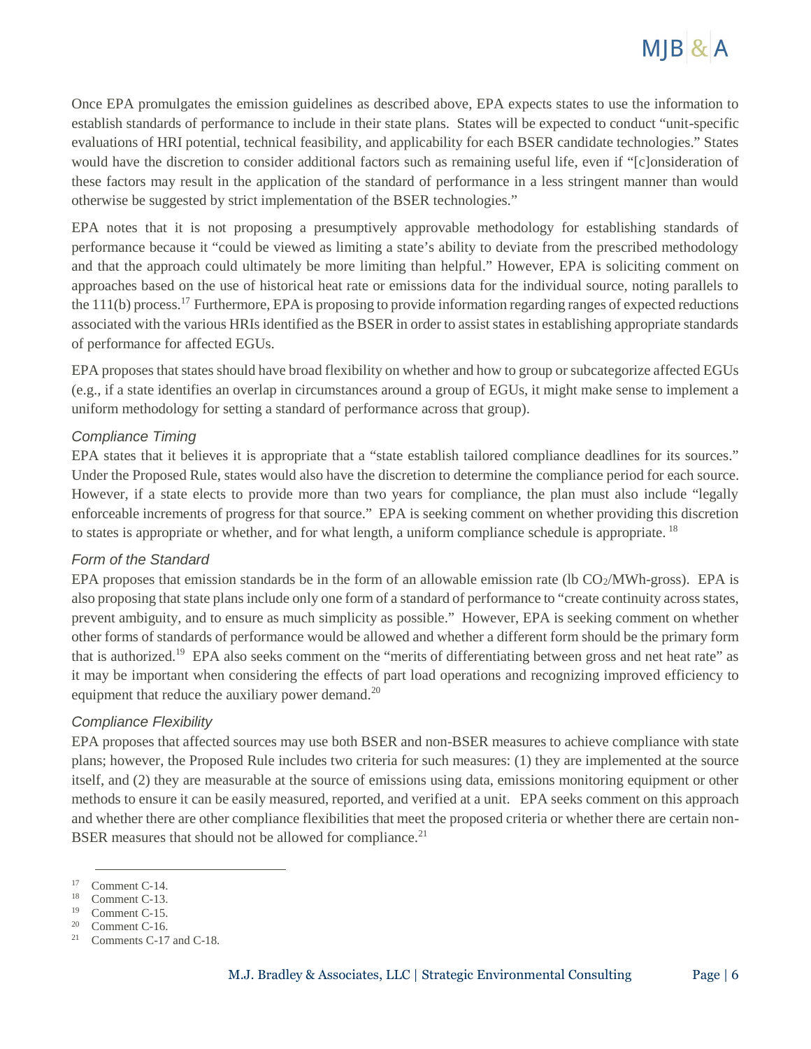Once EPA promulgates the emission guidelines as described above, EPA expects states to use the information to establish standards of performance to include in their state plans. States will be expected to conduct "unit-specific evaluations of HRI potential, technical feasibility, and applicability for each BSER candidate technologies." States would have the discretion to consider additional factors such as remaining useful life, even if "[c]onsideration of these factors may result in the application of the standard of performance in a less stringent manner than would otherwise be suggested by strict implementation of the BSER technologies."

EPA notes that it is not proposing a presumptively approvable methodology for establishing standards of performance because it "could be viewed as limiting a state's ability to deviate from the prescribed methodology and that the approach could ultimately be more limiting than helpful." However, EPA is soliciting comment on approaches based on the use of historical heat rate or emissions data for the individual source, noting parallels to the 111(b) process.[17] Furthermore, EPA is proposing to provide information regarding ranges of expected reductions associated with the various HRIs identified as the BSER in order to assist states in establishing appropriate standards of performance for affected EGUs.

EPA proposes that states should have broad flexibility on whether and how to group or subcategorize affected EGUs (e.g., if a state identifies an overlap in circumstances around a group of EGUs, it might make sense to implement a uniform methodology for setting a standard of performance across that group).

### *Compliance Timing*

EPA states that it believes it is appropriate that a "state establish tailored compliance deadlines for its sources." Under the Proposed Rule, states would also have the discretion to determine the compliance period for each source. However, if a state elects to provide more than two years for compliance, the plan must also include "legally enforceable increments of progress for that source." EPA is seeking comment on whether providing this discretion to states is appropriate or whether, and for what length, a uniform compliance schedule is appropriate. [18]

### *Form of the Standard*

EPA proposes that emission standards be in the form of an allowable emission rate (lb $CO_2$/MWh-gross). EPA is also proposing that state plans include only one form of a standard of performance to "create continuity across states, prevent ambiguity, and to ensure as much simplicity as possible." However, EPA is seeking comment on whether other forms of standards of performance would be allowed and whether a different form should be the primary form that is authorized.[19] EPA also seeks comment on the "merits of differentiating between gross and net heat rate" as it may be important when considering the effects of part load operations and recognizing improved efficiency to equipment that reduce the auxiliary power demand.[20]

### *Compliance Flexibility*

EPA proposes that affected sources may use both BSER and non-BSER measures to achieve compliance with state plans; however, the Proposed Rule includes two criteria for such measures: (1) they are implemented at the source itself, and (2) they are measurable at the source of emissions using data, emissions monitoring equipment or other methods to ensure it can be easily measured, reported, and verified at a unit. EPA seeks comment on this approach and whether there are other compliance flexibilities that meet the proposed criteria or whether there are certain non-BSER measures that should not be allowed for compliance.[21]

---

[17] Comment C-14.

[18] Comment C-13.

[19] Comment C-15.

[20] Comment C-16.

[21] Comments C-17 and C-18.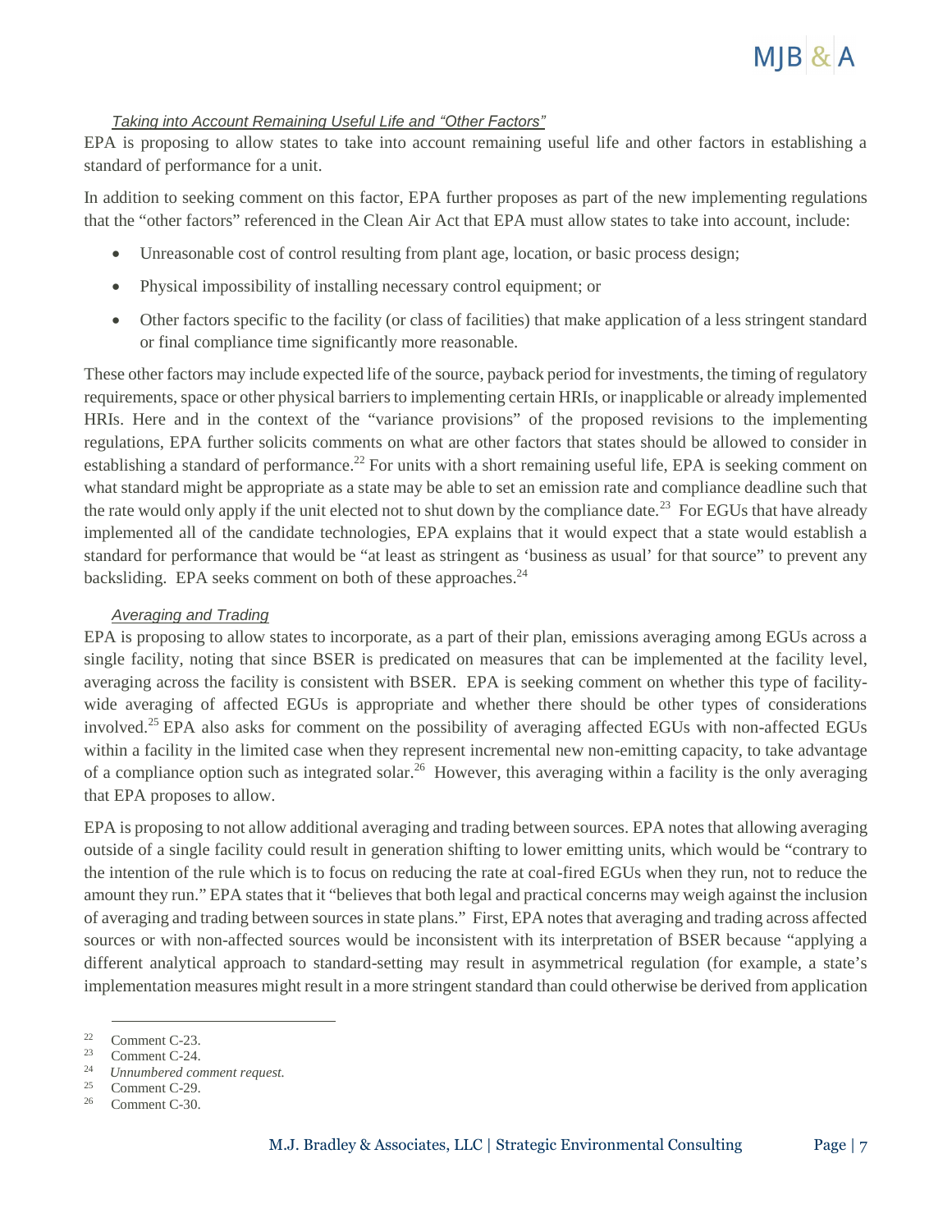### *Taking into Account Remaining Useful Life and "Other Factors"*

EPA is proposing to allow states to take into account remaining useful life and other factors in establishing a standard of performance for a unit.

In addition to seeking comment on this factor, EPA further proposes as part of the new implementing regulations that the "other factors" referenced in the Clean Air Act that EPA must allow states to take into account, include:

- Unreasonable cost of control resulting from plant age, location, or basic process design;
- Physical impossibility of installing necessary control equipment; or
- Other factors specific to the facility (or class of facilities) that make application of a less stringent standard or final compliance time significantly more reasonable.

These other factors may include expected life of the source, payback period for investments, the timing of regulatory requirements, space or other physical barriers to implementing certain HRIs, or inapplicable or already implemented HRIs. Here and in the context of the "variance provisions" of the proposed revisions to the implementing regulations, EPA further solicits comments on what are other factors that states should be allowed to consider in establishing a standard of performance.[22] For units with a short remaining useful life, EPA is seeking comment on what standard might be appropriate as a state may be able to set an emission rate and compliance deadline such that the rate would only apply if the unit elected not to shut down by the compliance date.[23] For EGUs that have already implemented all of the candidate technologies, EPA explains that it would expect that a state would establish a standard for performance that would be "at least as stringent as 'business as usual' for that source" to prevent any backsliding. EPA seeks comment on both of these approaches.[24]

### *Averaging and Trading*

EPA is proposing to allow states to incorporate, as a part of their plan, emissions averaging among EGUs across a single facility, noting that since BSER is predicated on measures that can be implemented at the facility level, averaging across the facility is consistent with BSER. EPA is seeking comment on whether this type of facility-wide averaging of affected EGUs is appropriate and whether there should be other types of considerations involved.[25] EPA also asks for comment on the possibility of averaging affected EGUs with non-affected EGUs within a facility in the limited case when they represent incremental new non-emitting capacity, to take advantage of a compliance option such as integrated solar.[26] However, this averaging within a facility is the only averaging that EPA proposes to allow.

EPA is proposing to not allow additional averaging and trading between sources. EPA notes that allowing averaging outside of a single facility could result in generation shifting to lower emitting units, which would be "contrary to the intention of the rule which is to focus on reducing the rate at coal-fired EGUs when they run, not to reduce the amount they run." EPA states that it "believes that both legal and practical concerns may weigh against the inclusion of averaging and trading between sources in state plans." First, EPA notes that averaging and trading across affected sources or with non-affected sources would be inconsistent with its interpretation of BSER because "applying a different analytical approach to standard-setting may result in asymmetrical regulation (for example, a state's implementation measures might result in a more stringent standard than could otherwise be derived from application

---

[22] Comment C-23.

[23] Comment C-24.

[24] *Unnumbered comment request.*

[25] Comment C-29.

[26] Comment C-30.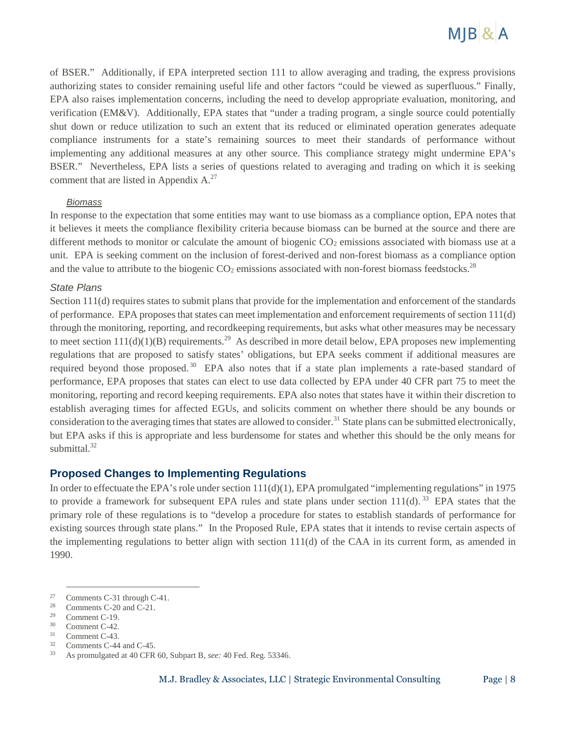of BSER." Additionally, if EPA interpreted section 111 to allow averaging and trading, the express provisions authorizing states to consider remaining useful life and other factors "could be viewed as superfluous." Finally, EPA also raises implementation concerns, including the need to develop appropriate evaluation, monitoring, and verification (EM&V). Additionally, EPA states that "under a trading program, a single source could potentially shut down or reduce utilization to such an extent that its reduced or eliminated operation generates adequate compliance instruments for a state's remaining sources to meet their standards of performance without implementing any additional measures at any other source. This compliance strategy might undermine EPA's BSER." Nevertheless, EPA lists a series of questions related to averaging and trading on which it is seeking comment that are listed in Appendix A.[27]

#### *Biomass*

In response to the expectation that some entities may want to use biomass as a compliance option, EPA notes that it believes it meets the compliance flexibility criteria because biomass can be burned at the source and there are different methods to monitor or calculate the amount of biogenic $CO_2$ emissions associated with biomass use at a unit. EPA is seeking comment on the inclusion of forest-derived and non-forest biomass as a compliance option and the value to attribute to the biogenic $CO_2$ emissions associated with non-forest biomass feedstocks.[28]

### *State Plans*

Section 111(d) requires states to submit plans that provide for the implementation and enforcement of the standards of performance. EPA proposes that states can meet implementation and enforcement requirements of section 111(d) through the monitoring, reporting, and recordkeeping requirements, but asks what other measures may be necessary to meet section 111(d)(1)(B) requirements.[29] As described in more detail below, EPA proposes new implementing regulations that are proposed to satisfy states' obligations, but EPA seeks comment if additional measures are required beyond those proposed.[30] EPA also notes that if a state plan implements a rate-based standard of performance, EPA proposes that states can elect to use data collected by EPA under 40 CFR part 75 to meet the monitoring, reporting and record keeping requirements. EPA also notes that states have it within their discretion to establish averaging times for affected EGUs, and solicits comment on whether there should be any bounds or consideration to the averaging times that states are allowed to consider.[31] State plans can be submitted electronically, but EPA asks if this is appropriate and less burdensome for states and whether this should be the only means for submittal.[32]

## Proposed Changes to Implementing Regulations

In order to effectuate the EPA's role under section 111(d)(1), EPA promulgated "implementing regulations" in 1975 to provide a framework for subsequent EPA rules and state plans under section 111(d).[33] EPA states that the primary role of these regulations is to "develop a procedure for states to establish standards of performance for existing sources through state plans." In the Proposed Rule, EPA states that it intends to revise certain aspects of the implementing regulations to better align with section 111(d) of the CAA in its current form, as amended in 1990.

---

[27] Comments C-31 through C-41.
[28] Comments C-20 and C-21.
[29] Comment C-19.
[30] Comment C-42.
[31] Comment C-43.
[32] Comments C-44 and C-45.
[33] As promulgated at 40 CFR 60, Subpart B, *see:* 40 Fed. Reg. 53346.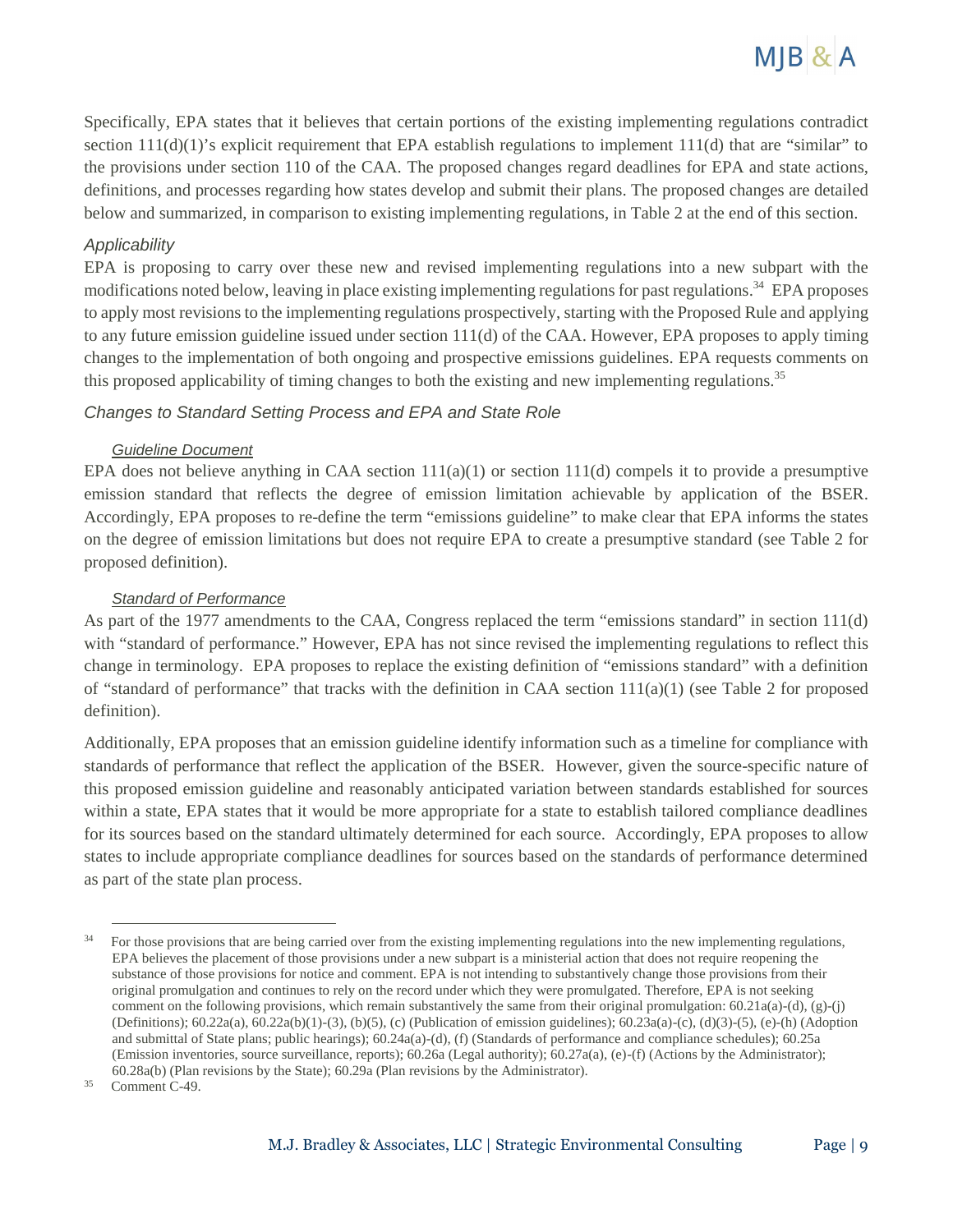Specifically, EPA states that it believes that certain portions of the existing implementing regulations contradict section 111(d)(1)'s explicit requirement that EPA establish regulations to implement 111(d) that are "similar" to the provisions under section 110 of the CAA. The proposed changes regard deadlines for EPA and state actions, definitions, and processes regarding how states develop and submit their plans. The proposed changes are detailed below and summarized, in comparison to existing implementing regulations, in Table 2 at the end of this section.

### *Applicability*

EPA is proposing to carry over these new and revised implementing regulations into a new subpart with the modifications noted below, leaving in place existing implementing regulations for past regulations.[34] EPA proposes to apply most revisions to the implementing regulations prospectively, starting with the Proposed Rule and applying to any future emission guideline issued under section 111(d) of the CAA. However, EPA proposes to apply timing changes to the implementation of both ongoing and prospective emissions guidelines. EPA requests comments on this proposed applicability of timing changes to both the existing and new implementing regulations.[35]

### *Changes to Standard Setting Process and EPA and State Role*

#### *Guideline Document*

EPA does not believe anything in CAA section 111(a)(1) or section 111(d) compels it to provide a presumptive emission standard that reflects the degree of emission limitation achievable by application of the BSER. Accordingly, EPA proposes to re-define the term "emissions guideline" to make clear that EPA informs the states on the degree of emission limitations but does not require EPA to create a presumptive standard (see Table 2 for proposed definition).

#### *Standard of Performance*

As part of the 1977 amendments to the CAA, Congress replaced the term "emissions standard" in section 111(d) with "standard of performance." However, EPA has not since revised the implementing regulations to reflect this change in terminology. EPA proposes to replace the existing definition of "emissions standard" with a definition of "standard of performance" that tracks with the definition in CAA section 111(a)(1) (see Table 2 for proposed definition).

Additionally, EPA proposes that an emission guideline identify information such as a timeline for compliance with standards of performance that reflect the application of the BSER. However, given the source-specific nature of this proposed emission guideline and reasonably anticipated variation between standards established for sources within a state, EPA states that it would be more appropriate for a state to establish tailored compliance deadlines for its sources based on the standard ultimately determined for each source. Accordingly, EPA proposes to allow states to include appropriate compliance deadlines for sources based on the standards of performance determined as part of the state plan process.

---

[34] For those provisions that are being carried over from the existing implementing regulations into the new implementing regulations, EPA believes the placement of those provisions under a new subpart is a ministerial action that does not require reopening the substance of those provisions for notice and comment. EPA is not intending to substantively change those provisions from their original promulgation and continues to rely on the record under which they were promulgated. Therefore, EPA is not seeking comment on the following provisions, which remain substantively the same from their original promulgation: 60.21a(a)-(d), (g)-(j) (Definitions); 60.22a(a), 60.22a(b)(1)-(3), (b)(5), (c) (Publication of emission guidelines); 60.23a(a)-(c), (d)(3)-(5), (e)-(h) (Adoption and submittal of State plans; public hearings); 60.24a(a)-(d), (f) (Standards of performance and compliance schedules); 60.25a (Emission inventories, source surveillance, reports); 60.26a (Legal authority); 60.27a(a), (e)-(f) (Actions by the Administrator); 60.28a(b) (Plan revisions by the State); 60.29a (Plan revisions by the Administrator).

[35] Comment C-49.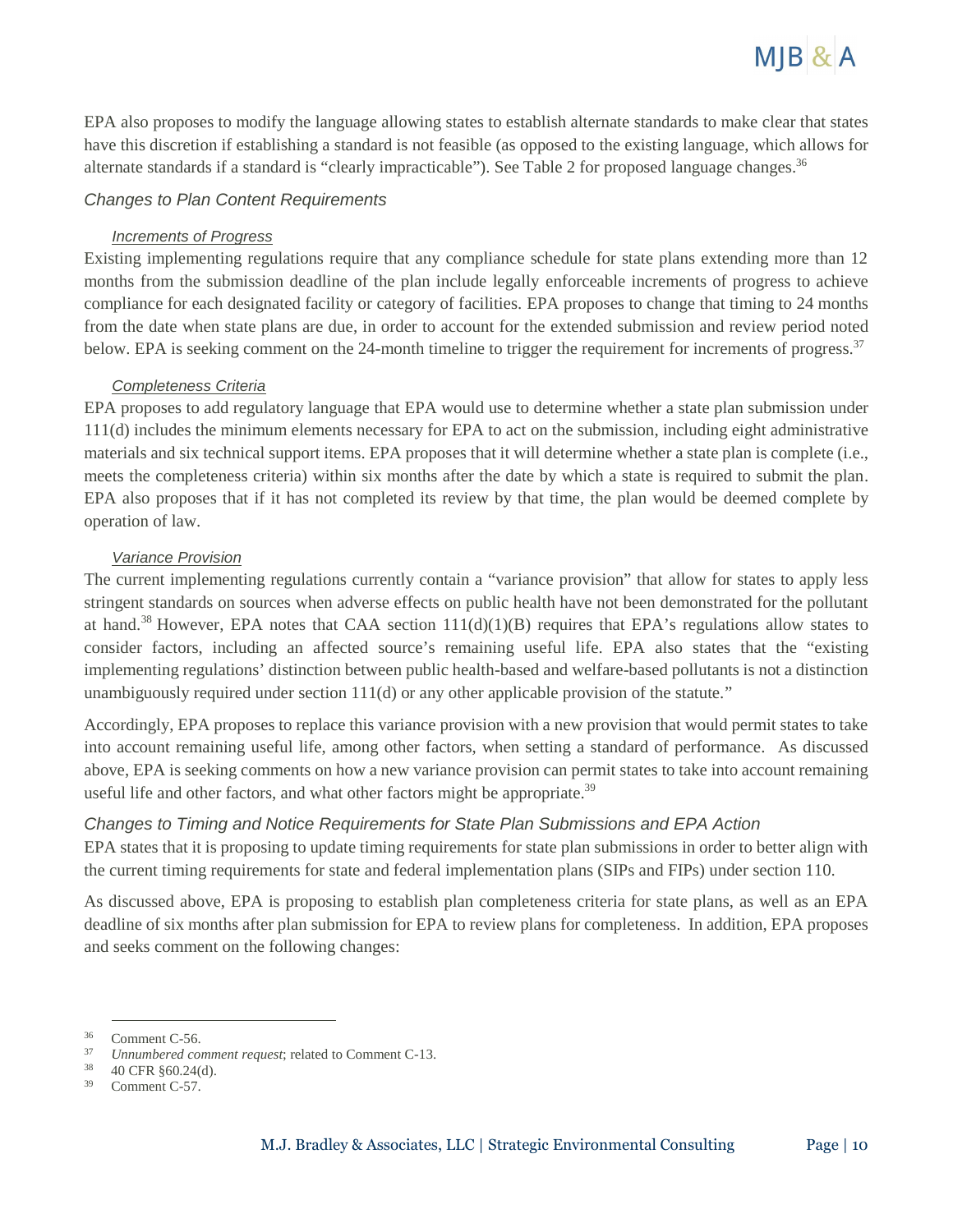EPA also proposes to modify the language allowing states to establish alternate standards to make clear that states have this discretion if establishing a standard is not feasible (as opposed to the existing language, which allows for alternate standards if a standard is "clearly impracticable"). See Table 2 for proposed language changes.[36]

### *Changes to Plan Content Requirements*

#### *Increments of Progress*

Existing implementing regulations require that any compliance schedule for state plans extending more than 12 months from the submission deadline of the plan include legally enforceable increments of progress to achieve compliance for each designated facility or category of facilities. EPA proposes to change that timing to 24 months from the date when state plans are due, in order to account for the extended submission and review period noted below. EPA is seeking comment on the 24-month timeline to trigger the requirement for increments of progress.[37]

#### *Completeness Criteria*

EPA proposes to add regulatory language that EPA would use to determine whether a state plan submission under 111(d) includes the minimum elements necessary for EPA to act on the submission, including eight administrative materials and six technical support items. EPA proposes that it will determine whether a state plan is complete (i.e., meets the completeness criteria) within six months after the date by which a state is required to submit the plan. EPA also proposes that if it has not completed its review by that time, the plan would be deemed complete by operation of law.

#### *Variance Provision*

The current implementing regulations currently contain a "variance provision" that allow for states to apply less stringent standards on sources when adverse effects on public health have not been demonstrated for the pollutant at hand.[38] However, EPA notes that CAA section 111(d)(1)(B) requires that EPA's regulations allow states to consider factors, including an affected source's remaining useful life. EPA also states that the "existing implementing regulations' distinction between public health-based and welfare-based pollutants is not a distinction unambiguously required under section 111(d) or any other applicable provision of the statute."

Accordingly, EPA proposes to replace this variance provision with a new provision that would permit states to take into account remaining useful life, among other factors, when setting a standard of performance. As discussed above, EPA is seeking comments on how a new variance provision can permit states to take into account remaining useful life and other factors, and what other factors might be appropriate.[39]

### *Changes to Timing and Notice Requirements for State Plan Submissions and EPA Action*

EPA states that it is proposing to update timing requirements for state plan submissions in order to better align with the current timing requirements for state and federal implementation plans (SIPs and FIPs) under section 110.

As discussed above, EPA is proposing to establish plan completeness criteria for state plans, as well as an EPA deadline of six months after plan submission for EPA to review plans for completeness. In addition, EPA proposes and seeks comment on the following changes:

---

[36] Comment C-56.

[37] *Unnumbered comment request*; related to Comment C-13.

[38] 40 CFR §60.24(d).

[39] Comment C-57.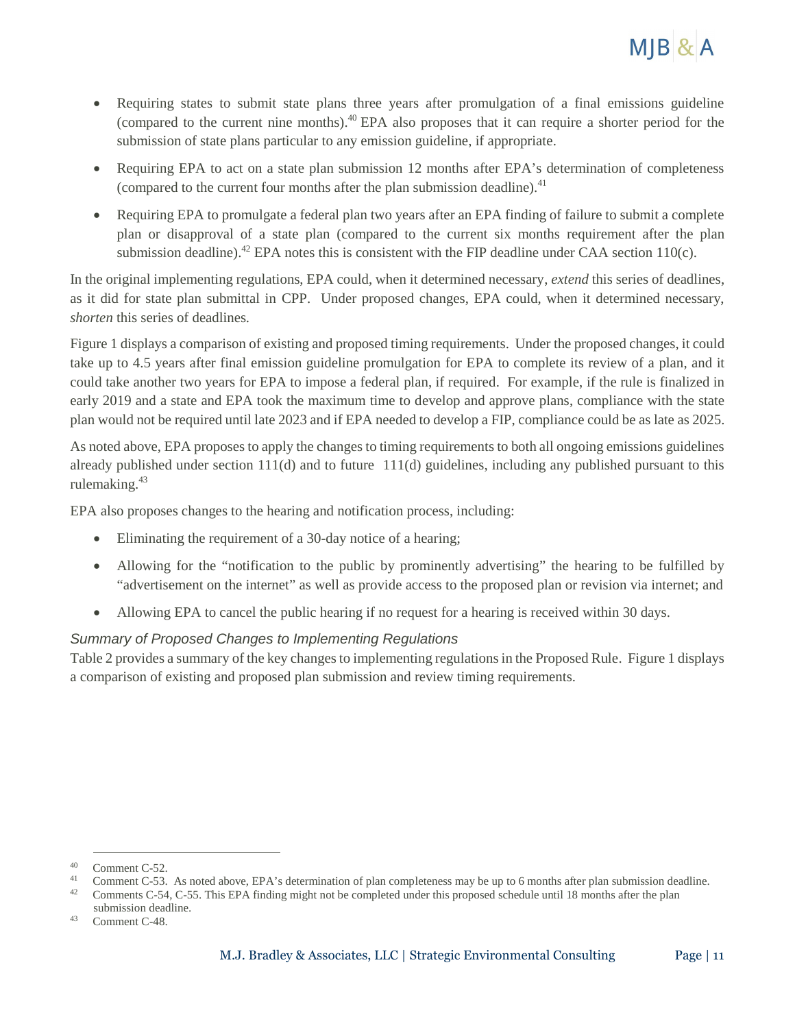- Requiring states to submit state plans three years after promulgation of a final emissions guideline (compared to the current nine months).[40] EPA also proposes that it can require a shorter period for the submission of state plans particular to any emission guideline, if appropriate.
- Requiring EPA to act on a state plan submission 12 months after EPA's determination of completeness (compared to the current four months after the plan submission deadline).[41]
- Requiring EPA to promulgate a federal plan two years after an EPA finding of failure to submit a complete plan or disapproval of a state plan (compared to the current six months requirement after the plan submission deadline).[42] EPA notes this is consistent with the FIP deadline under CAA section 110(c).

In the original implementing regulations, EPA could, when it determined necessary, *extend* this series of deadlines, as it did for state plan submittal in CPP. Under proposed changes, EPA could, when it determined necessary, *shorten* this series of deadlines.

Figure 1 displays a comparison of existing and proposed timing requirements. Under the proposed changes, it could take up to 4.5 years after final emission guideline promulgation for EPA to complete its review of a plan, and it could take another two years for EPA to impose a federal plan, if required. For example, if the rule is finalized in early 2019 and a state and EPA took the maximum time to develop and approve plans, compliance with the state plan would not be required until late 2023 and if EPA needed to develop a FIP, compliance could be as late as 2025.

As noted above, EPA proposes to apply the changes to timing requirements to both all ongoing emissions guidelines already published under section 111(d) and to future 111(d) guidelines, including any published pursuant to this rulemaking.[43]

EPA also proposes changes to the hearing and notification process, including:

- Eliminating the requirement of a 30-day notice of a hearing;
- Allowing for the "notification to the public by prominently advertising" the hearing to be fulfilled by "advertisement on the internet" as well as provide access to the proposed plan or revision via internet; and
- Allowing EPA to cancel the public hearing if no request for a hearing is received within 30 days.

### *Summary of Proposed Changes to Implementing Regulations*

Table 2 provides a summary of the key changes to implementing regulations in the Proposed Rule. Figure 1 displays a comparison of existing and proposed plan submission and review timing requirements.

---

[40] Comment C-52.

[41] Comment C-53. As noted above, EPA's determination of plan completeness may be up to 6 months after plan submission deadline.

[42] Comments C-54, C-55. This EPA finding might not be completed under this proposed schedule until 18 months after the plan submission deadline.

[43] Comment C-48.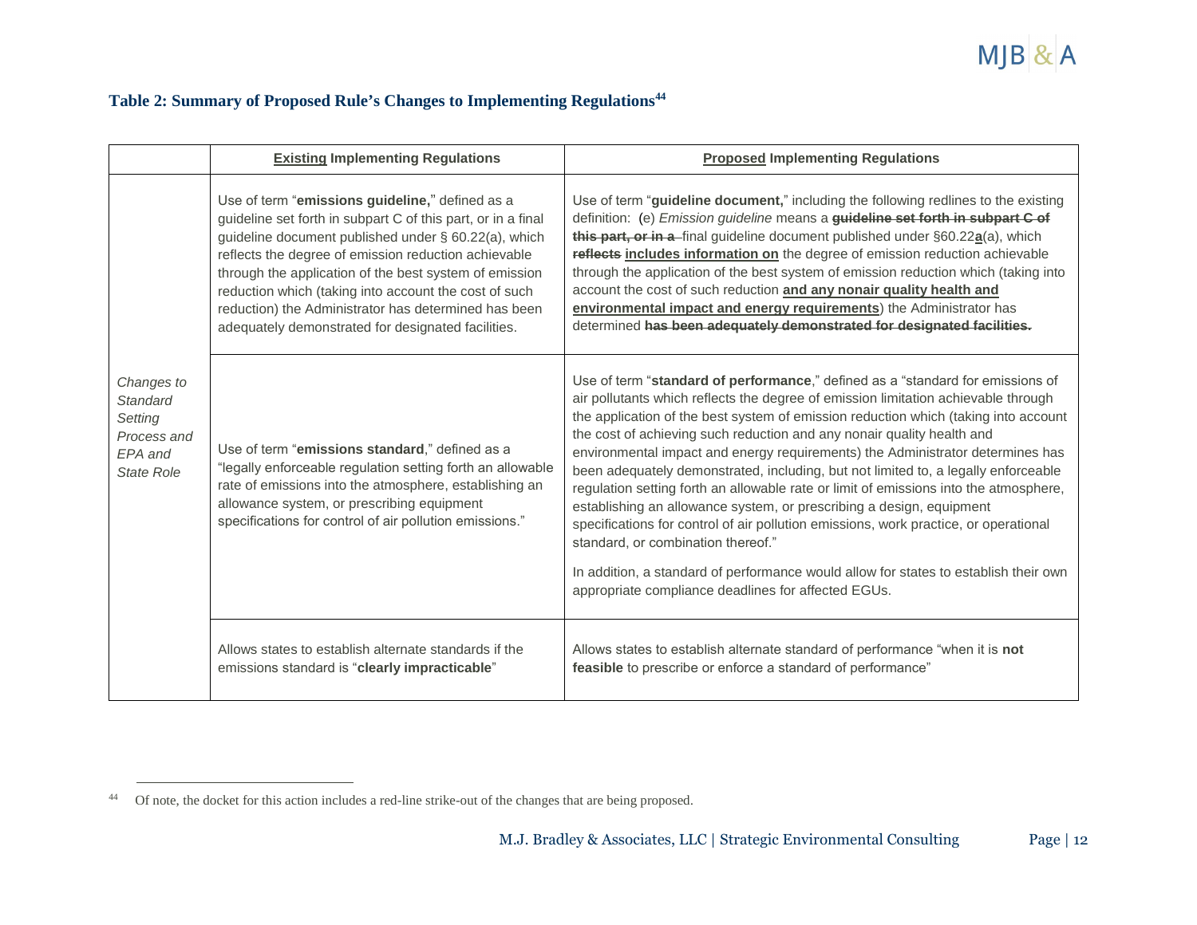### Table 2: Summary of Proposed Rule's Changes to Implementing Regulations[44]

| | Existing Implementing Regulations | Proposed Implementing Regulations |
|---|---|---|
| *Changes to Standard Setting Process and EPA and State Role* | Use of term "**emissions guideline,**" defined as a guideline set forth in subpart C of this part, or in a final guideline document published under § 60.22(a), which reflects the degree of emission reduction achievable through the application of the best system of emission reduction which (taking into account the cost of such reduction) the Administrator has determined has been adequately demonstrated for designated facilities. | Use of term "**guideline document,**" including the following redlines to the existing definition: (e) *Emission guideline* means a ~~**guideline set forth in subpart C of this part, or in a**~~ final guideline document published under §60.22**a**(a), which ~~**reflects**~~ **includes information on** the degree of emission reduction achievable through the application of the best system of emission reduction which (taking into account the cost of such reduction **and any nonair quality health and environmental impact and energy requirements**) the Administrator has determined ~~**has been adequately demonstrated for designated facilities.**~~ |
| | Use of term "**emissions standard**," defined as a "legally enforceable regulation setting forth an allowable rate of emissions into the atmosphere, establishing an allowance system, or prescribing equipment specifications for control of air pollution emissions." | Use of term "**standard of performance**," defined as a "standard for emissions of air pollutants which reflects the degree of emission limitation achievable through the application of the best system of emission reduction which (taking into account the cost of achieving such reduction and any nonair quality health and environmental impact and energy requirements) the Administrator determines has been adequately demonstrated, including, but not limited to, a legally enforceable regulation setting forth an allowable rate or limit of emissions into the atmosphere, establishing an allowance system, or prescribing a design, equipment specifications for control of air pollution emissions, work practice, or operational standard, or combination thereof."<br><br>In addition, a standard of performance would allow for states to establish their own appropriate compliance deadlines for affected EGUs. |
| | Allows states to establish alternate standards if the emissions standard is "**clearly impracticable**" | Allows states to establish alternate standard of performance "when it is **not feasible** to prescribe or enforce a standard of performance" |

[44] Of note, the docket for this action includes a red-line strike-out of the changes that are being proposed.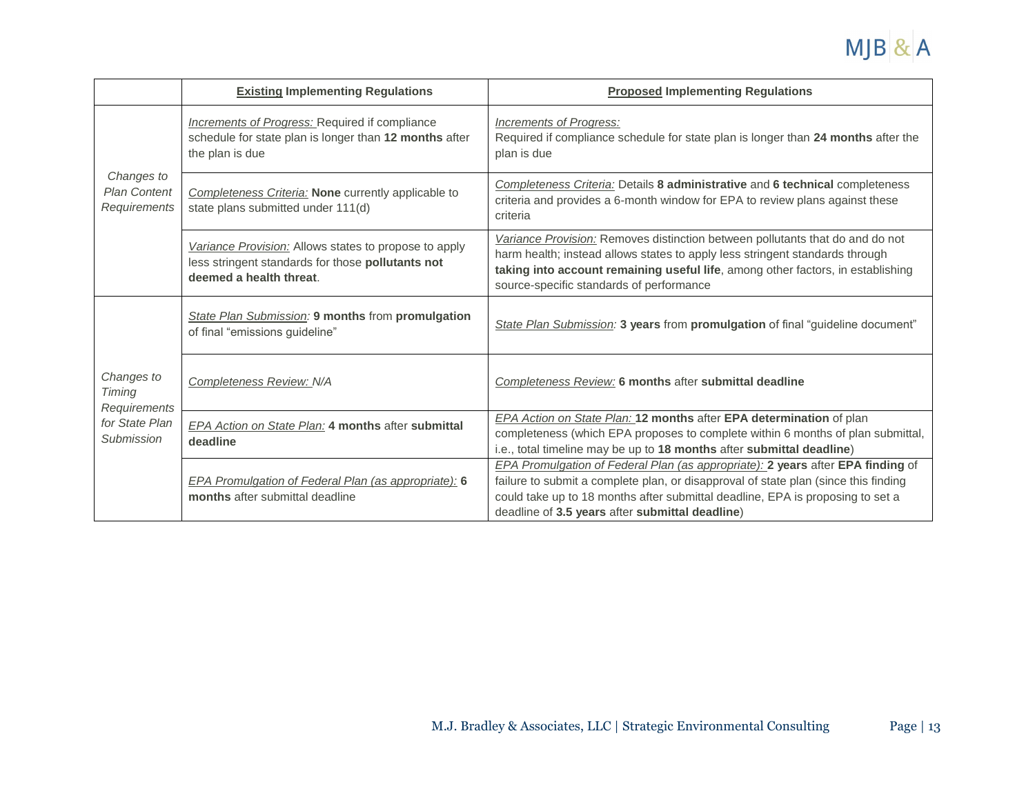| | **<u>Existing</u> Implementing Regulations** | **<u>Proposed</u> Implementing Regulations** |
|---|---|---|
| *Changes to Plan Content Requirements* | *<u>Increments of Progress:</u>* Required if compliance schedule for state plan is longer than **12 months** after the plan is due | *<u>Increments of Progress:</u>* Required if compliance schedule for state plan is longer than **24 months** after the plan is due |
| | *<u>Completeness Criteria:</u>* **None** currently applicable to state plans submitted under 111(d) | *<u>Completeness Criteria:</u>* Details **8 administrative** and **6 technical** completeness criteria and provides a 6-month window for EPA to review plans against these criteria |
| | *<u>Variance Provision:</u>* Allows states to propose to apply less stringent standards for those **pollutants not deemed a health threat**. | *<u>Variance Provision:</u>* Removes distinction between pollutants that do and do not harm health; instead allows states to apply less stringent standards through **taking into account remaining useful life**, among other factors, in establishing source-specific standards of performance |
| *Changes to Timing Requirements for State Plan Submission* | *<u>State Plan Submission</u>:* **9 months** from **promulgation** of final "emissions guideline" | *<u>State Plan Submission</u>:* **3 years** from **promulgation** of final "guideline document" |
| | *<u>Completeness Review:</u> N/A* | *<u>Completeness Review:</u>* **6 months** after **submittal deadline** |
| | *<u>EPA Action on State Plan:</u>* **4 months** after **submittal deadline** | *<u>EPA Action on State Plan:</u>* **12 months** after **EPA determination** of plan completeness (which EPA proposes to complete within 6 months of plan submittal, i.e., total timeline may be up to **18 months** after **submittal deadline**) |
| | *<u>EPA Promulgation of Federal Plan (as appropriate):</u>* **6 months** after submittal deadline | *<u>EPA Promulgation of Federal Plan (as appropriate):</u>* **2 years** after **EPA finding** of failure to submit a complete plan, or disapproval of state plan (since this finding could take up to 18 months after submittal deadline, EPA is proposing to set a deadline of **3.5 years** after **submittal deadline**) |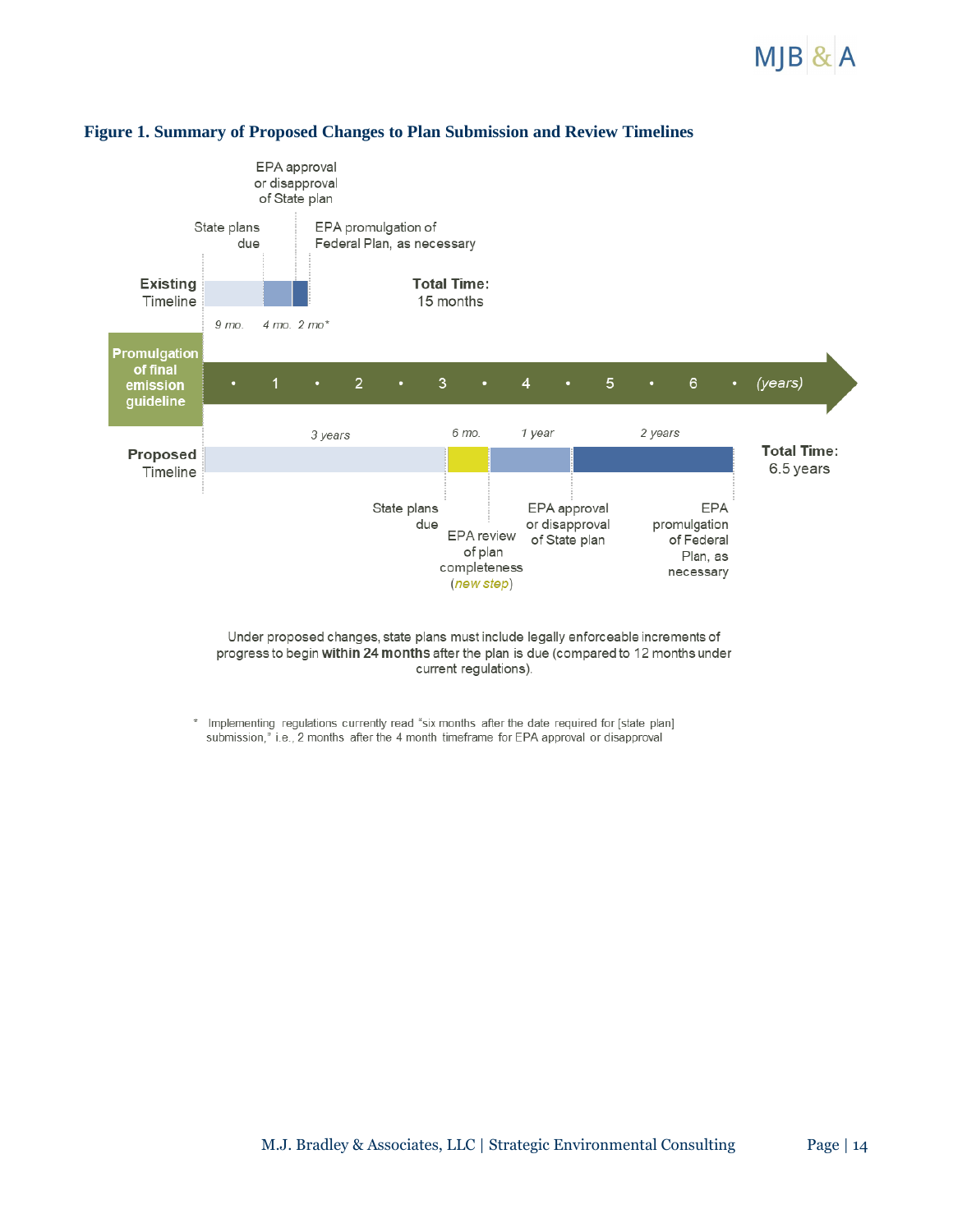**Figure 1. Summary of Proposed Changes to Plan Submission and Review Timelines**

EPA approval or disapproval of State plan

State plans due

EPA promulgation of Federal Plan, as necessary

**Existing** Timeline

*9 mo.* *4 mo.* *2 mo\**

**Total Time:** 15 months

**Promulgation of final emission guideline**

• 1 • 2 • 3 • 4 • 5 • 6 • *(years)*

*3 years* *6 mo.* *1 year* *2 years*

**Proposed** Timeline

**Total Time:** 6.5 years

State plans due

EPA review of plan completeness (*new step*)

EPA approval or disapproval of State plan

EPA promulgation of Federal Plan, as necessary

Under proposed changes, state plans must include legally enforceable increments of progress to begin **within 24 months** after the plan is due (compared to 12 months under current regulations).

\* Implementing regulations currently read "six months after the date required for [state plan] submission," i.e., 2 months after the 4 month timeframe for EPA approval or disapproval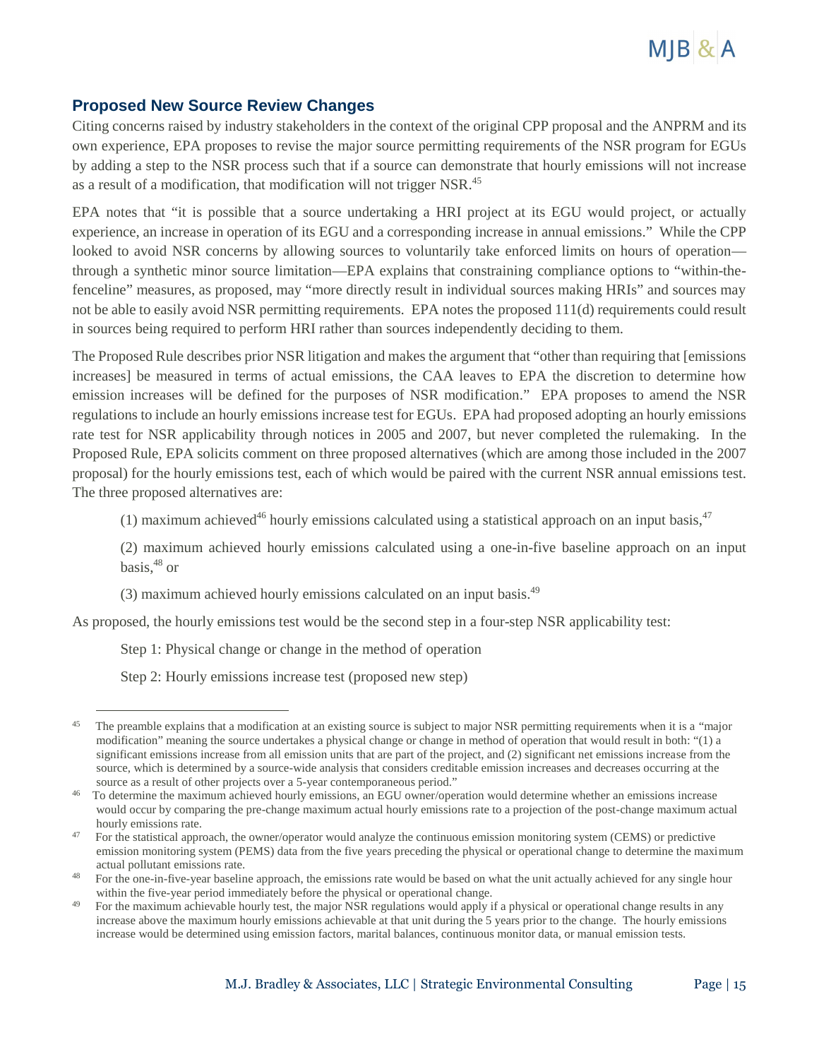## Proposed New Source Review Changes

Citing concerns raised by industry stakeholders in the context of the original CPP proposal and the ANPRM and its own experience, EPA proposes to revise the major source permitting requirements of the NSR program for EGUs by adding a step to the NSR process such that if a source can demonstrate that hourly emissions will not increase as a result of a modification, that modification will not trigger NSR.[45]

EPA notes that "it is possible that a source undertaking a HRI project at its EGU would project, or actually experience, an increase in operation of its EGU and a corresponding increase in annual emissions." While the CPP looked to avoid NSR concerns by allowing sources to voluntarily take enforced limits on hours of operation—through a synthetic minor source limitation—EPA explains that constraining compliance options to "within-the-fenceline" measures, as proposed, may "more directly result in individual sources making HRIs" and sources may not be able to easily avoid NSR permitting requirements. EPA notes the proposed 111(d) requirements could result in sources being required to perform HRI rather than sources independently deciding to them.

The Proposed Rule describes prior NSR litigation and makes the argument that "other than requiring that [emissions increases] be measured in terms of actual emissions, the CAA leaves to EPA the discretion to determine how emission increases will be defined for the purposes of NSR modification." EPA proposes to amend the NSR regulations to include an hourly emissions increase test for EGUs. EPA had proposed adopting an hourly emissions rate test for NSR applicability through notices in 2005 and 2007, but never completed the rulemaking. In the Proposed Rule, EPA solicits comment on three proposed alternatives (which are among those included in the 2007 proposal) for the hourly emissions test, each of which would be paired with the current NSR annual emissions test. The three proposed alternatives are:

(1) maximum achieved[46] hourly emissions calculated using a statistical approach on an input basis,[47]

(2) maximum achieved hourly emissions calculated using a one-in-five baseline approach on an input basis,[48] or

(3) maximum achieved hourly emissions calculated on an input basis.[49]

As proposed, the hourly emissions test would be the second step in a four-step NSR applicability test:

Step 1: Physical change or change in the method of operation

Step 2: Hourly emissions increase test (proposed new step)

---

[45] The preamble explains that a modification at an existing source is subject to major NSR permitting requirements when it is a "major modification" meaning the source undertakes a physical change or change in method of operation that would result in both: "(1) a significant emissions increase from all emission units that are part of the project, and (2) significant net emissions increase from the source, which is determined by a source-wide analysis that considers creditable emission increases and decreases occurring at the source as a result of other projects over a 5-year contemporaneous period."

[46] To determine the maximum achieved hourly emissions, an EGU owner/operation would determine whether an emissions increase would occur by comparing the pre-change maximum actual hourly emissions rate to a projection of the post-change maximum actual hourly emissions rate.

[47] For the statistical approach, the owner/operator would analyze the continuous emission monitoring system (CEMS) or predictive emission monitoring system (PEMS) data from the five years preceding the physical or operational change to determine the maximum actual pollutant emissions rate.

[48] For the one-in-five-year baseline approach, the emissions rate would be based on what the unit actually achieved for any single hour within the five-year period immediately before the physical or operational change.

[49] For the maximum achievable hourly test, the major NSR regulations would apply if a physical or operational change results in any increase above the maximum hourly emissions achievable at that unit during the 5 years prior to the change. The hourly emissions increase would be determined using emission factors, marital balances, continuous monitor data, or manual emission tests.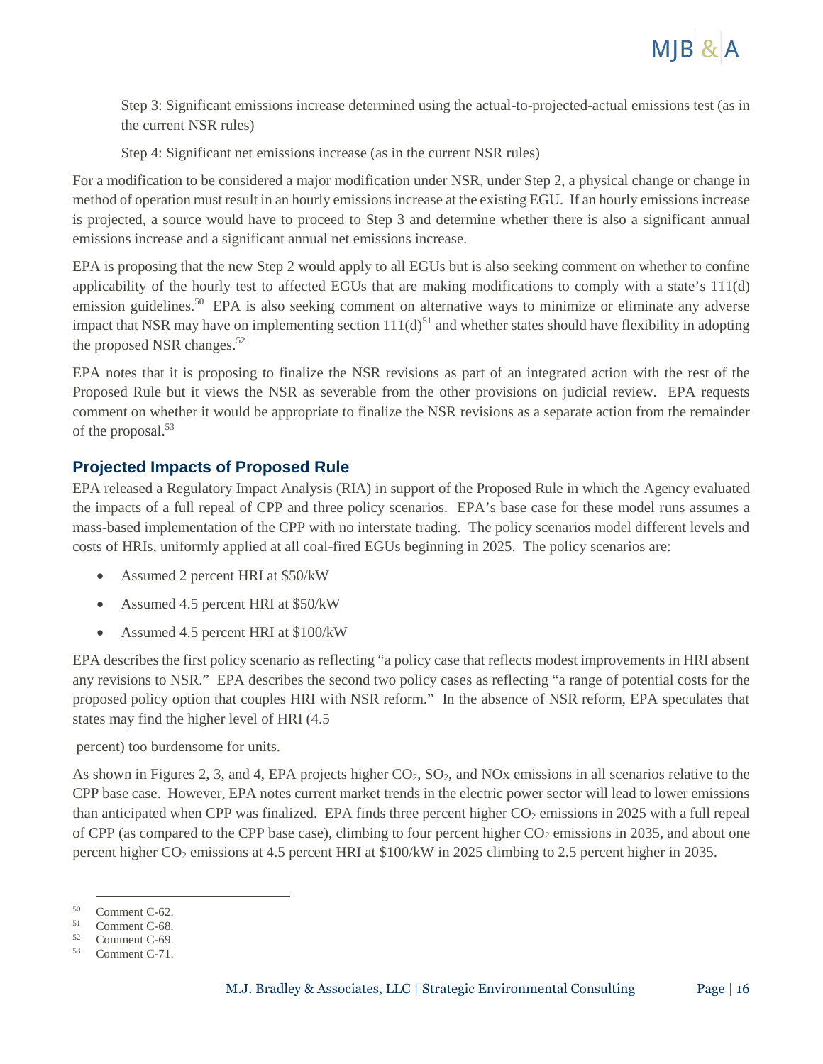Step 3: Significant emissions increase determined using the actual-to-projected-actual emissions test (as in the current NSR rules)

Step 4: Significant net emissions increase (as in the current NSR rules)

For a modification to be considered a major modification under NSR, under Step 2, a physical change or change in method of operation must result in an hourly emissions increase at the existing EGU. If an hourly emissions increase is projected, a source would have to proceed to Step 3 and determine whether there is also a significant annual emissions increase and a significant annual net emissions increase.

EPA is proposing that the new Step 2 would apply to all EGUs but is also seeking comment on whether to confine applicability of the hourly test to affected EGUs that are making modifications to comply with a state's 111(d) emission guidelines.[50] EPA is also seeking comment on alternative ways to minimize or eliminate any adverse impact that NSR may have on implementing section 111(d)[51] and whether states should have flexibility in adopting the proposed NSR changes.[52]

EPA notes that it is proposing to finalize the NSR revisions as part of an integrated action with the rest of the Proposed Rule but it views the NSR as severable from the other provisions on judicial review. EPA requests comment on whether it would be appropriate to finalize the NSR revisions as a separate action from the remainder of the proposal.[53]

## Projected Impacts of Proposed Rule

EPA released a Regulatory Impact Analysis (RIA) in support of the Proposed Rule in which the Agency evaluated the impacts of a full repeal of CPP and three policy scenarios. EPA's base case for these model runs assumes a mass-based implementation of the CPP with no interstate trading. The policy scenarios model different levels and costs of HRIs, uniformly applied at all coal-fired EGUs beginning in 2025. The policy scenarios are:

- Assumed 2 percent HRI at $50/kW
- Assumed 4.5 percent HRI at $50/kW
- Assumed 4.5 percent HRI at $100/kW

EPA describes the first policy scenario as reflecting "a policy case that reflects modest improvements in HRI absent any revisions to NSR." EPA describes the second two policy cases as reflecting "a range of potential costs for the proposed policy option that couples HRI with NSR reform." In the absence of NSR reform, EPA speculates that states may find the higher level of HRI (4.5 percent) too burdensome for units.

As shown in Figures 2, 3, and 4, EPA projects higher $CO_2$, $SO_2$, and NOx emissions in all scenarios relative to the CPP base case. However, EPA notes current market trends in the electric power sector will lead to lower emissions than anticipated when CPP was finalized. EPA finds three percent higher $CO_2$ emissions in 2025 with a full repeal of CPP (as compared to the CPP base case), climbing to four percent higher $CO_2$ emissions in 2035, and about one percent higher $CO_2$ emissions at 4.5 percent HRI at $100/kW in 2025 climbing to 2.5 percent higher in 2035.

---

[50] Comment C-62.

[51] Comment C-68.

[52] Comment C-69.

[53] Comment C-71.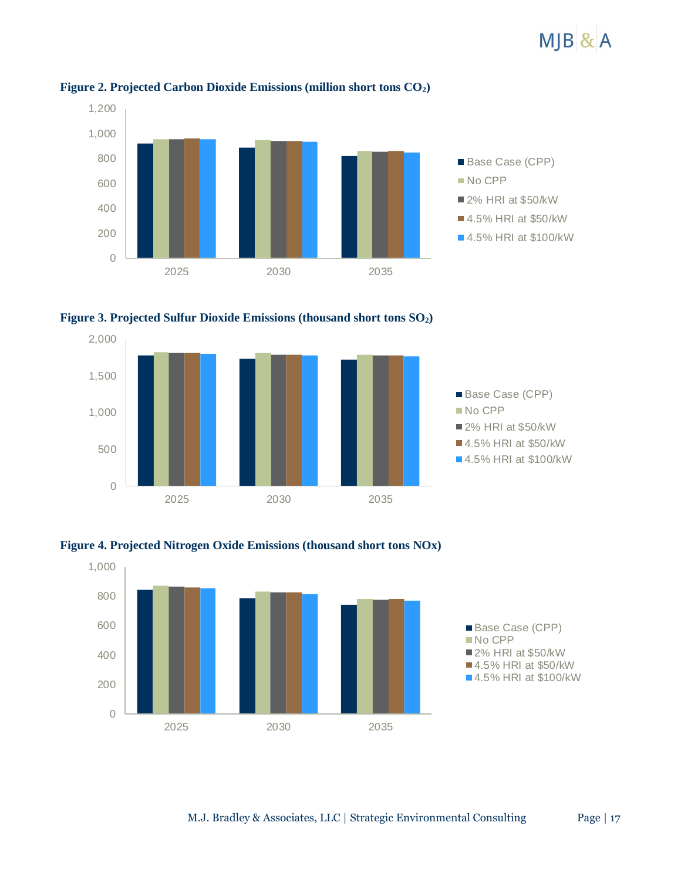**Figure 2. Projected Carbon Dioxide Emissions (million short tons $CO_2$)**

**Figure 3. Projected Sulfur Dioxide Emissions (thousand short tons $SO_2$)**

**Figure 4. Projected Nitrogen Oxide Emissions (thousand short tons NOx)**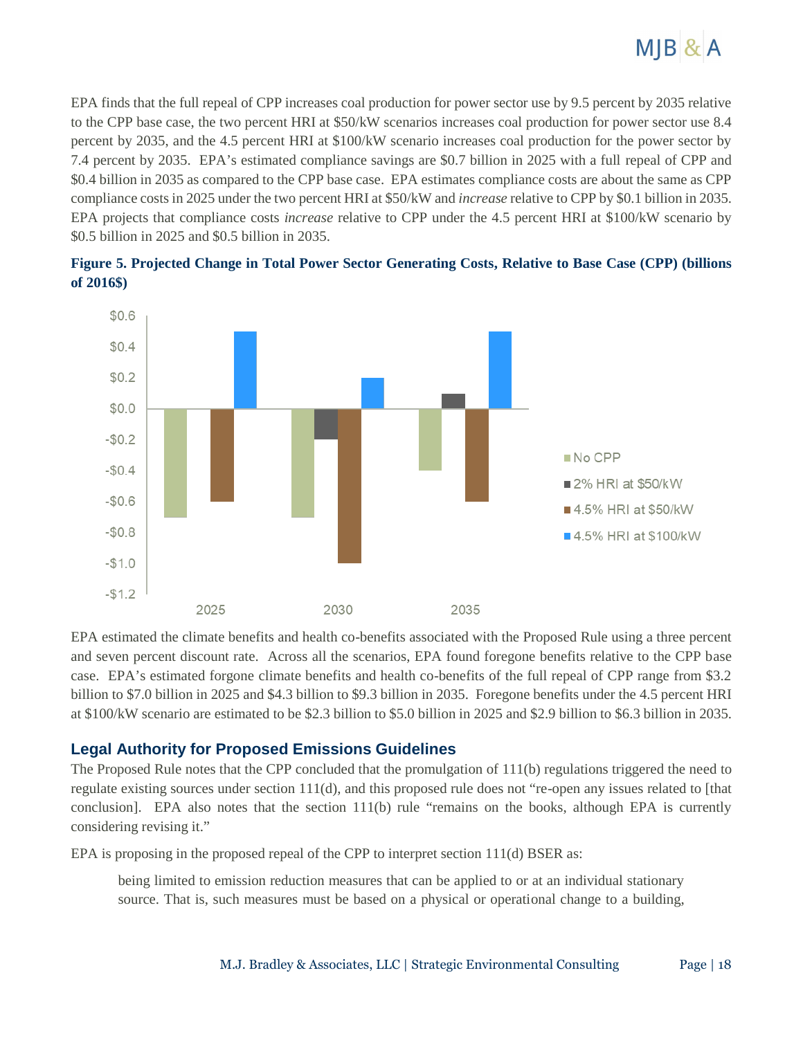EPA finds that the full repeal of CPP increases coal production for power sector use by 9.5 percent by 2035 relative to the CPP base case, the two percent HRI at $50/kW scenarios increases coal production for power sector use 8.4 percent by 2035, and the 4.5 percent HRI at $100/kW scenario increases coal production for the power sector by 7.4 percent by 2035. EPA's estimated compliance savings are $0.7 billion in 2025 with a full repeal of CPP and $0.4 billion in 2035 as compared to the CPP base case. EPA estimates compliance costs are about the same as CPP compliance costs in 2025 under the two percent HRI at $50/kW and *increase* relative to CPP by $0.1 billion in 2035. EPA projects that compliance costs *increase* relative to CPP under the 4.5 percent HRI at $100/kW scenario by $0.5 billion in 2025 and $0.5 billion in 2035.

**Figure 5. Projected Change in Total Power Sector Generating Costs, Relative to Base Case (CPP) (billions of 2016$)**

| | No CPP | 2% HRI at $50/kW | 4.5% HRI at $50/kW | 4.5% HRI at $100/kW |
|---|---|---|---|---|
| 2025 | -$0.7 | $0.0 | -$0.6 | $0.5 |
| 2030 | -$0.7 | -$0.2 | -$1.0 | $0.2 |
| 2035 | -$0.4 | $0.1 | -$0.6 | $0.5 |

EPA estimated the climate benefits and health co-benefits associated with the Proposed Rule using a three percent and seven percent discount rate. Across all the scenarios, EPA found foregone benefits relative to the CPP base case. EPA's estimated forgone climate benefits and health co-benefits of the full repeal of CPP range from $3.2 billion to $7.0 billion in 2025 and $4.3 billion to $9.3 billion in 2035. Foregone benefits under the 4.5 percent HRI at $100/kW scenario are estimated to be $2.3 billion to $5.0 billion in 2025 and $2.9 billion to $6.3 billion in 2035.

## Legal Authority for Proposed Emissions Guidelines

The Proposed Rule notes that the CPP concluded that the promulgation of 111(b) regulations triggered the need to regulate existing sources under section 111(d), and this proposed rule does not "re-open any issues related to [that conclusion]. EPA also notes that the section 111(b) rule "remains on the books, although EPA is currently considering revising it."

EPA is proposing in the proposed repeal of the CPP to interpret section 111(d) BSER as:

> being limited to emission reduction measures that can be applied to or at an individual stationary source. That is, such measures must be based on a physical or operational change to a building,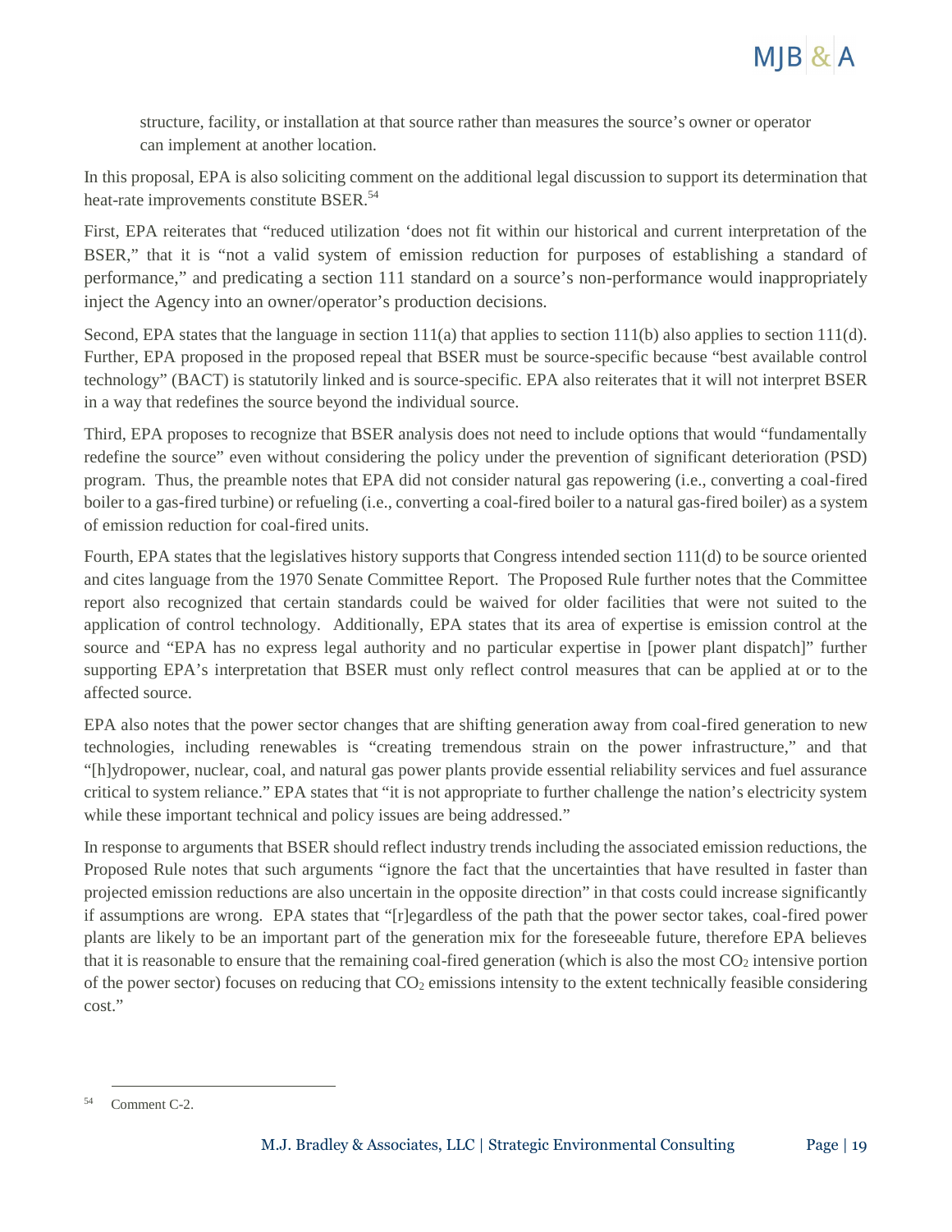structure, facility, or installation at that source rather than measures the source's owner or operator can implement at another location.

In this proposal, EPA is also soliciting comment on the additional legal discussion to support its determination that heat-rate improvements constitute BSER.[54]

First, EPA reiterates that "reduced utilization 'does not fit within our historical and current interpretation of the BSER," that it is "not a valid system of emission reduction for purposes of establishing a standard of performance," and predicating a section 111 standard on a source's non-performance would inappropriately inject the Agency into an owner/operator's production decisions.

Second, EPA states that the language in section 111(a) that applies to section 111(b) also applies to section 111(d). Further, EPA proposed in the proposed repeal that BSER must be source-specific because "best available control technology" (BACT) is statutorily linked and is source-specific. EPA also reiterates that it will not interpret BSER in a way that redefines the source beyond the individual source.

Third, EPA proposes to recognize that BSER analysis does not need to include options that would "fundamentally redefine the source" even without considering the policy under the prevention of significant deterioration (PSD) program. Thus, the preamble notes that EPA did not consider natural gas repowering (i.e., converting a coal-fired boiler to a gas-fired turbine) or refueling (i.e., converting a coal-fired boiler to a natural gas-fired boiler) as a system of emission reduction for coal-fired units.

Fourth, EPA states that the legislatives history supports that Congress intended section 111(d) to be source oriented and cites language from the 1970 Senate Committee Report. The Proposed Rule further notes that the Committee report also recognized that certain standards could be waived for older facilities that were not suited to the application of control technology. Additionally, EPA states that its area of expertise is emission control at the source and "EPA has no express legal authority and no particular expertise in [power plant dispatch]" further supporting EPA's interpretation that BSER must only reflect control measures that can be applied at or to the affected source.

EPA also notes that the power sector changes that are shifting generation away from coal-fired generation to new technologies, including renewables is "creating tremendous strain on the power infrastructure," and that "[h]ydropower, nuclear, coal, and natural gas power plants provide essential reliability services and fuel assurance critical to system reliance." EPA states that "it is not appropriate to further challenge the nation's electricity system while these important technical and policy issues are being addressed."

In response to arguments that BSER should reflect industry trends including the associated emission reductions, the Proposed Rule notes that such arguments "ignore the fact that the uncertainties that have resulted in faster than projected emission reductions are also uncertain in the opposite direction" in that costs could increase significantly if assumptions are wrong. EPA states that "[r]egardless of the path that the power sector takes, coal-fired power plants are likely to be an important part of the generation mix for the foreseeable future, therefore EPA believes that it is reasonable to ensure that the remaining coal-fired generation (which is also the most $CO_2$ intensive portion of the power sector) focuses on reducing that $CO_2$ emissions intensity to the extent technically feasible considering cost."

---

[54] Comment C-2.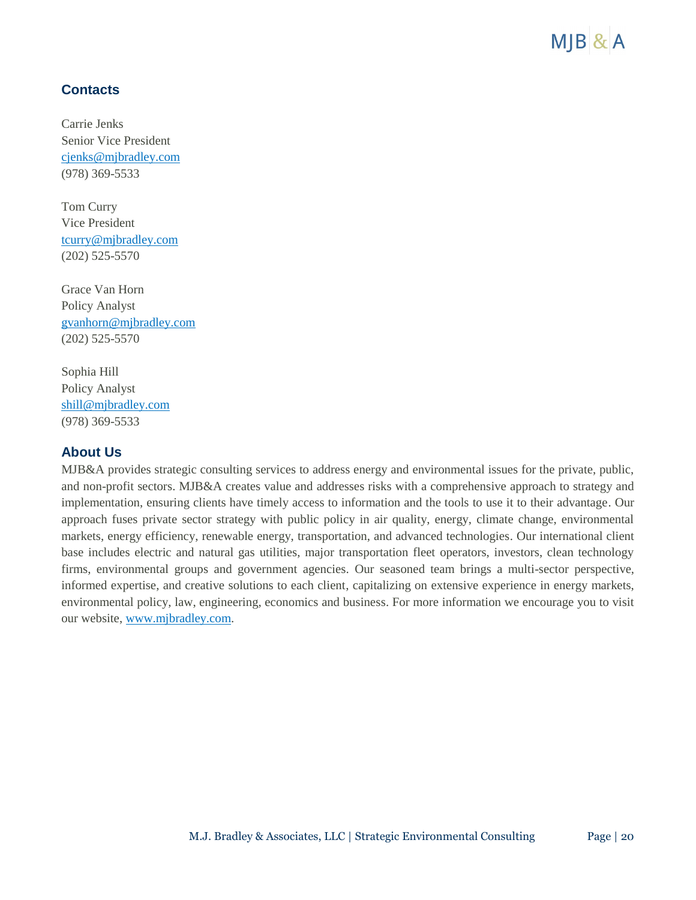## Contacts

Carrie Jenks
Senior Vice President
cjenks@mjbradley.com
(978) 369-5533

Tom Curry
Vice President
tcurry@mjbradley.com
(202) 525-5570

Grace Van Horn
Policy Analyst
gvanhorn@mjbradley.com
(202) 525-5570

Sophia Hill
Policy Analyst
shill@mjbradley.com
(978) 369-5533

## About Us

MJB&A provides strategic consulting services to address energy and environmental issues for the private, public, and non-profit sectors. MJB&A creates value and addresses risks with a comprehensive approach to strategy and implementation, ensuring clients have timely access to information and the tools to use it to their advantage. Our approach fuses private sector strategy with public policy in air quality, energy, climate change, environmental markets, energy efficiency, renewable energy, transportation, and advanced technologies. Our international client base includes electric and natural gas utilities, major transportation fleet operators, investors, clean technology firms, environmental groups and government agencies. Our seasoned team brings a multi-sector perspective, informed expertise, and creative solutions to each client, capitalizing on extensive experience in energy markets, environmental policy, law, engineering, economics and business. For more information we encourage you to visit our website, www.mjbradley.com.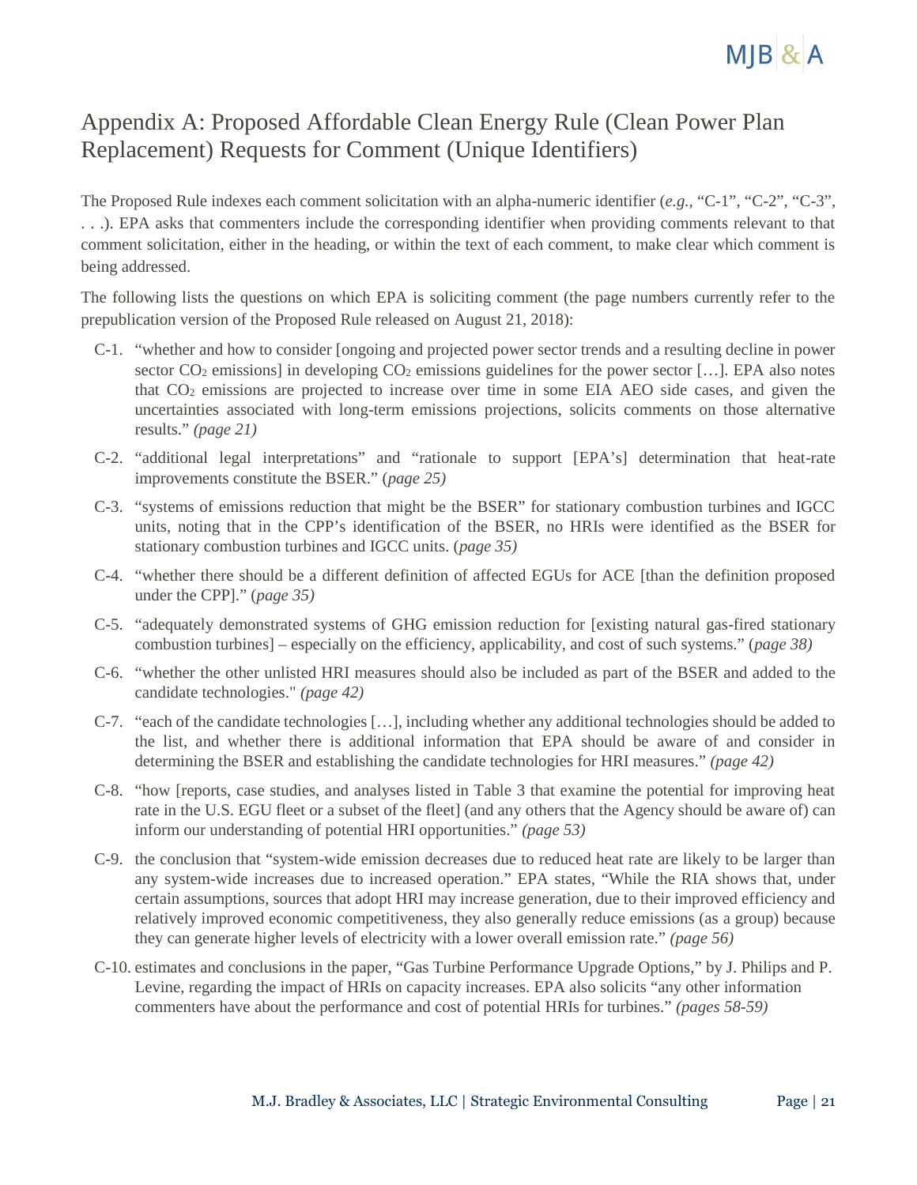# Appendix A: Proposed Affordable Clean Energy Rule (Clean Power Plan Replacement) Requests for Comment (Unique Identifiers)

The Proposed Rule indexes each comment solicitation with an alpha-numeric identifier (*e.g.*, "C-1", "C-2", "C-3", . . .). EPA asks that commenters include the corresponding identifier when providing comments relevant to that comment solicitation, either in the heading, or within the text of each comment, to make clear which comment is being addressed.

The following lists the questions on which EPA is soliciting comment (the page numbers currently refer to the prepublication version of the Proposed Rule released on August 21, 2018):

- C-1. "whether and how to consider [ongoing and projected power sector trends and a resulting decline in power sector $CO_2$ emissions] in developing $CO_2$ emissions guidelines for the power sector […]. EPA also notes that $CO_2$ emissions are projected to increase over time in some EIA AEO side cases, and given the uncertainties associated with long-term emissions projections, solicits comments on those alternative results." *(page 21)*
- C-2. "additional legal interpretations" and "rationale to support [EPA's] determination that heat-rate improvements constitute the BSER." (*page 25)*
- C-3. "systems of emissions reduction that might be the BSER" for stationary combustion turbines and IGCC units, noting that in the CPP's identification of the BSER, no HRIs were identified as the BSER for stationary combustion turbines and IGCC units. (*page 35)*
- C-4. "whether there should be a different definition of affected EGUs for ACE [than the definition proposed under the CPP]." (*page 35)*
- C-5. "adequately demonstrated systems of GHG emission reduction for [existing natural gas-fired stationary combustion turbines] – especially on the efficiency, applicability, and cost of such systems." (*page 38)*
- C-6. "whether the other unlisted HRI measures should also be included as part of the BSER and added to the candidate technologies." *(page 42)*
- C-7. "each of the candidate technologies […], including whether any additional technologies should be added to the list, and whether there is additional information that EPA should be aware of and consider in determining the BSER and establishing the candidate technologies for HRI measures." *(page 42)*
- C-8. "how [reports, case studies, and analyses listed in Table 3 that examine the potential for improving heat rate in the U.S. EGU fleet or a subset of the fleet] (and any others that the Agency should be aware of) can inform our understanding of potential HRI opportunities." *(page 53)*
- C-9. the conclusion that "system-wide emission decreases due to reduced heat rate are likely to be larger than any system-wide increases due to increased operation." EPA states, "While the RIA shows that, under certain assumptions, sources that adopt HRI may increase generation, due to their improved efficiency and relatively improved economic competitiveness, they also generally reduce emissions (as a group) because they can generate higher levels of electricity with a lower overall emission rate." *(page 56)*
- C-10. estimates and conclusions in the paper, "Gas Turbine Performance Upgrade Options," by J. Philips and P. Levine, regarding the impact of HRIs on capacity increases. EPA also solicits "any other information commenters have about the performance and cost of potential HRIs for turbines." *(pages 58-59)*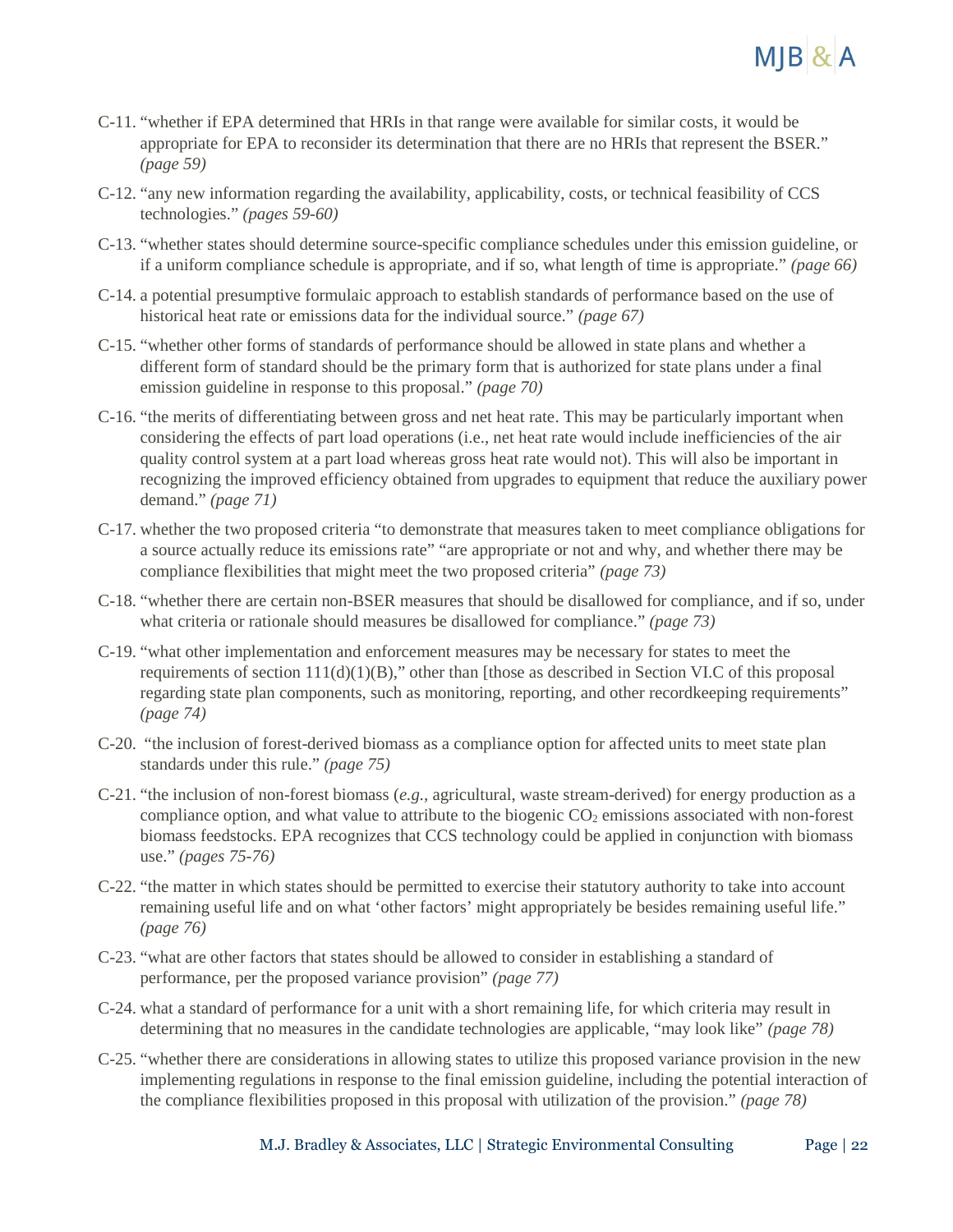C-11. "whether if EPA determined that HRIs in that range were available for similar costs, it would be appropriate for EPA to reconsider its determination that there are no HRIs that represent the BSER." *(page 59)*

C-12. "any new information regarding the availability, applicability, costs, or technical feasibility of CCS technologies." *(pages 59-60)*

C-13. "whether states should determine source-specific compliance schedules under this emission guideline, or if a uniform compliance schedule is appropriate, and if so, what length of time is appropriate." *(page 66)*

C-14. a potential presumptive formulaic approach to establish standards of performance based on the use of historical heat rate or emissions data for the individual source." *(page 67)*

C-15. "whether other forms of standards of performance should be allowed in state plans and whether a different form of standard should be the primary form that is authorized for state plans under a final emission guideline in response to this proposal." *(page 70)*

C-16. "the merits of differentiating between gross and net heat rate. This may be particularly important when considering the effects of part load operations (i.e., net heat rate would include inefficiencies of the air quality control system at a part load whereas gross heat rate would not). This will also be important in recognizing the improved efficiency obtained from upgrades to equipment that reduce the auxiliary power demand." *(page 71)*

C-17. whether the two proposed criteria "to demonstrate that measures taken to meet compliance obligations for a source actually reduce its emissions rate" "are appropriate or not and why, and whether there may be compliance flexibilities that might meet the two proposed criteria" *(page 73)*

C-18. "whether there are certain non-BSER measures that should be disallowed for compliance, and if so, under what criteria or rationale should measures be disallowed for compliance." *(page 73)*

C-19. "what other implementation and enforcement measures may be necessary for states to meet the requirements of section 111(d)(1)(B)," other than [those as described in Section VI.C of this proposal regarding state plan components, such as monitoring, reporting, and other recordkeeping requirements" *(page 74)*

C-20. "the inclusion of forest-derived biomass as a compliance option for affected units to meet state plan standards under this rule." *(page 75)*

C-21. "the inclusion of non-forest biomass (*e.g.,* agricultural, waste stream-derived) for energy production as a compliance option, and what value to attribute to the biogenic $CO_2$ emissions associated with non-forest biomass feedstocks. EPA recognizes that CCS technology could be applied in conjunction with biomass use." *(pages 75-76)*

C-22. "the matter in which states should be permitted to exercise their statutory authority to take into account remaining useful life and on what 'other factors' might appropriately be besides remaining useful life." *(page 76)*

C-23. "what are other factors that states should be allowed to consider in establishing a standard of performance, per the proposed variance provision" *(page 77)*

C-24. what a standard of performance for a unit with a short remaining life, for which criteria may result in determining that no measures in the candidate technologies are applicable, "may look like" *(page 78)*

C-25. "whether there are considerations in allowing states to utilize this proposed variance provision in the new implementing regulations in response to the final emission guideline, including the potential interaction of the compliance flexibilities proposed in this proposal with utilization of the provision." *(page 78)*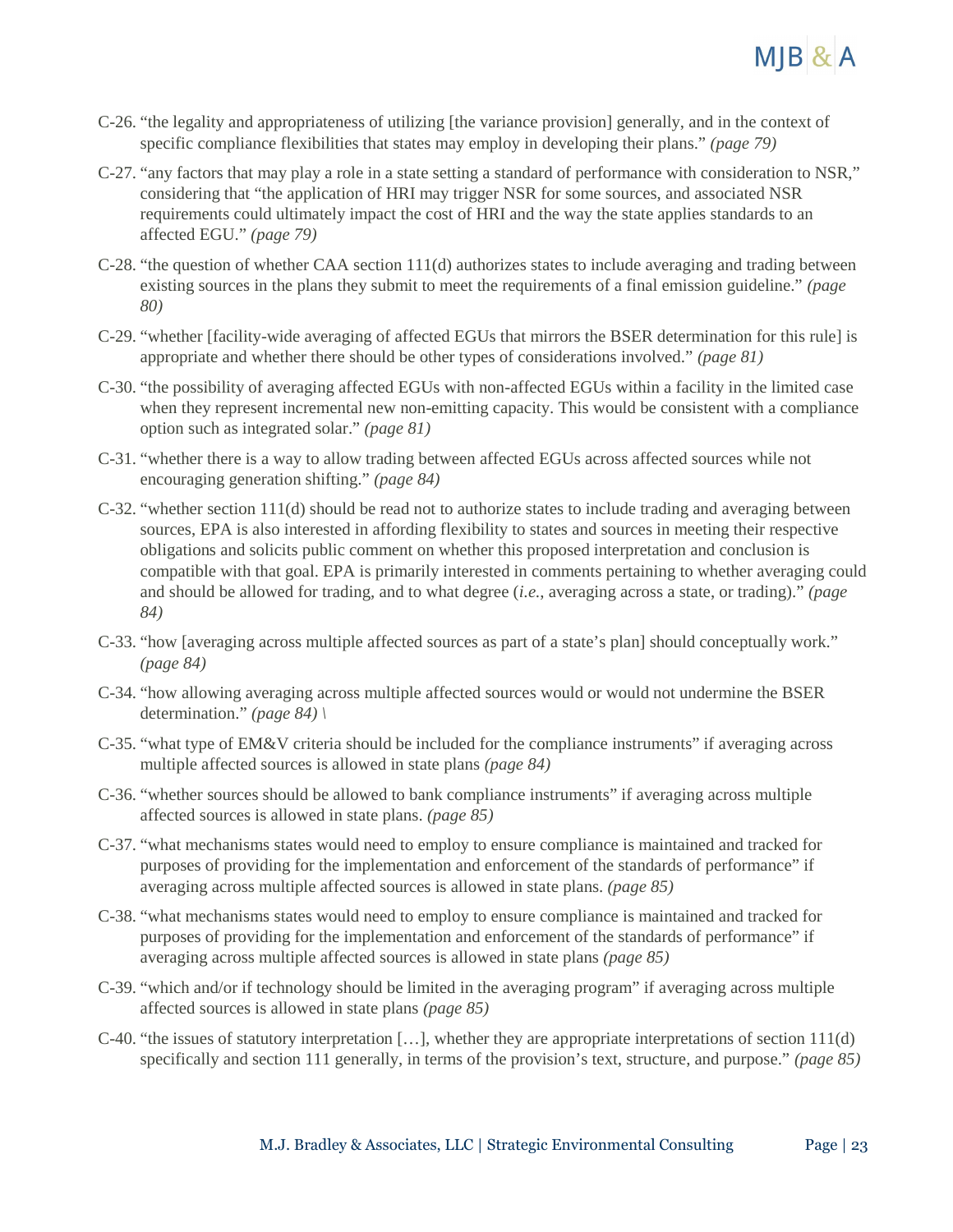C-26. "the legality and appropriateness of utilizing [the variance provision] generally, and in the context of specific compliance flexibilities that states may employ in developing their plans." *(page 79)*

C-27. "any factors that may play a role in a state setting a standard of performance with consideration to NSR," considering that "the application of HRI may trigger NSR for some sources, and associated NSR requirements could ultimately impact the cost of HRI and the way the state applies standards to an affected EGU." *(page 79)*

C-28. "the question of whether CAA section 111(d) authorizes states to include averaging and trading between existing sources in the plans they submit to meet the requirements of a final emission guideline." *(page 80)*

C-29. "whether [facility-wide averaging of affected EGUs that mirrors the BSER determination for this rule] is appropriate and whether there should be other types of considerations involved." *(page 81)*

C-30. "the possibility of averaging affected EGUs with non-affected EGUs within a facility in the limited case when they represent incremental new non-emitting capacity. This would be consistent with a compliance option such as integrated solar." *(page 81)*

C-31. "whether there is a way to allow trading between affected EGUs across affected sources while not encouraging generation shifting." *(page 84)*

C-32. "whether section 111(d) should be read not to authorize states to include trading and averaging between sources, EPA is also interested in affording flexibility to states and sources in meeting their respective obligations and solicits public comment on whether this proposed interpretation and conclusion is compatible with that goal. EPA is primarily interested in comments pertaining to whether averaging could and should be allowed for trading, and to what degree (*i.e.*, averaging across a state, or trading)." *(page 84)*

C-33. "how [averaging across multiple affected sources as part of a state's plan] should conceptually work." *(page 84)*

C-34. "how allowing averaging across multiple affected sources would or would not undermine the BSER determination." *(page 84)* \

C-35. "what type of EM&V criteria should be included for the compliance instruments" if averaging across multiple affected sources is allowed in state plans *(page 84)*

C-36. "whether sources should be allowed to bank compliance instruments" if averaging across multiple affected sources is allowed in state plans. *(page 85)*

C-37. "what mechanisms states would need to employ to ensure compliance is maintained and tracked for purposes of providing for the implementation and enforcement of the standards of performance" if averaging across multiple affected sources is allowed in state plans. *(page 85)*

C-38. "what mechanisms states would need to employ to ensure compliance is maintained and tracked for purposes of providing for the implementation and enforcement of the standards of performance" if averaging across multiple affected sources is allowed in state plans *(page 85)*

C-39. "which and/or if technology should be limited in the averaging program" if averaging across multiple affected sources is allowed in state plans *(page 85)*

C-40. "the issues of statutory interpretation […], whether they are appropriate interpretations of section 111(d) specifically and section 111 generally, in terms of the provision's text, structure, and purpose." *(page 85)*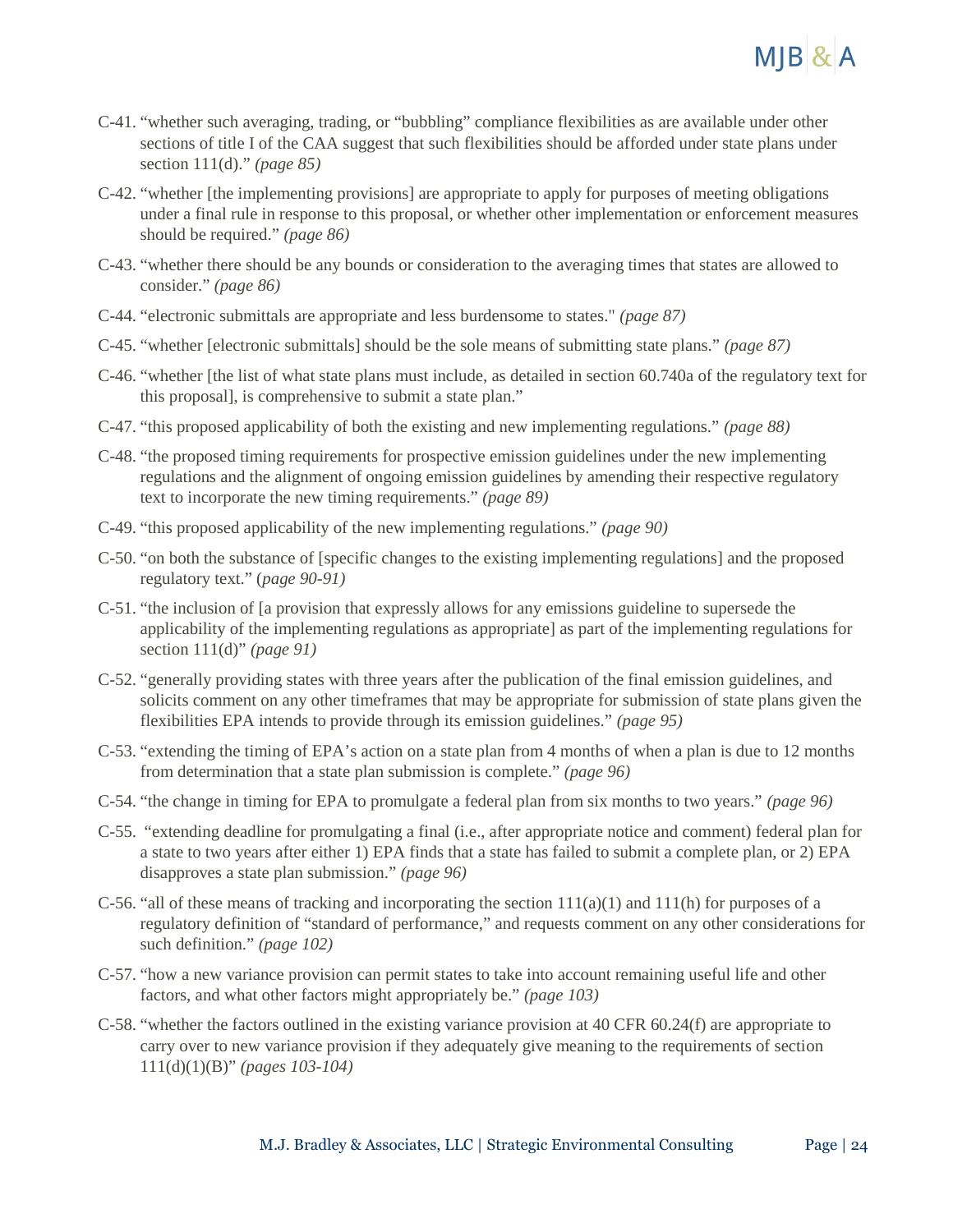C-41. "whether such averaging, trading, or "bubbling" compliance flexibilities as are available under other sections of title I of the CAA suggest that such flexibilities should be afforded under state plans under section 111(d)." *(page 85)*

C-42. "whether [the implementing provisions] are appropriate to apply for purposes of meeting obligations under a final rule in response to this proposal, or whether other implementation or enforcement measures should be required." *(page 86)*

C-43. "whether there should be any bounds or consideration to the averaging times that states are allowed to consider." *(page 86)*

C-44. "electronic submittals are appropriate and less burdensome to states." *(page 87)*

C-45. "whether [electronic submittals] should be the sole means of submitting state plans." *(page 87)*

C-46. "whether [the list of what state plans must include, as detailed in section 60.740a of the regulatory text for this proposal], is comprehensive to submit a state plan."

C-47. "this proposed applicability of both the existing and new implementing regulations." *(page 88)*

C-48. "the proposed timing requirements for prospective emission guidelines under the new implementing regulations and the alignment of ongoing emission guidelines by amending their respective regulatory text to incorporate the new timing requirements." *(page 89)*

C-49. "this proposed applicability of the new implementing regulations." *(page 90)*

C-50. "on both the substance of [specific changes to the existing implementing regulations] and the proposed regulatory text." (*page 90-91)*

C-51. "the inclusion of [a provision that expressly allows for any emissions guideline to supersede the applicability of the implementing regulations as appropriate] as part of the implementing regulations for section 111(d)" *(page 91)*

C-52. "generally providing states with three years after the publication of the final emission guidelines, and solicits comment on any other timeframes that may be appropriate for submission of state plans given the flexibilities EPA intends to provide through its emission guidelines." *(page 95)*

C-53. "extending the timing of EPA's action on a state plan from 4 months of when a plan is due to 12 months from determination that a state plan submission is complete." *(page 96)*

C-54. "the change in timing for EPA to promulgate a federal plan from six months to two years." *(page 96)*

C-55. "extending deadline for promulgating a final (i.e., after appropriate notice and comment) federal plan for a state to two years after either 1) EPA finds that a state has failed to submit a complete plan, or 2) EPA disapproves a state plan submission." *(page 96)*

C-56. "all of these means of tracking and incorporating the section 111(a)(1) and 111(h) for purposes of a regulatory definition of "standard of performance," and requests comment on any other considerations for such definition." *(page 102)*

C-57. "how a new variance provision can permit states to take into account remaining useful life and other factors, and what other factors might appropriately be." *(page 103)*

C-58. "whether the factors outlined in the existing variance provision at 40 CFR 60.24(f) are appropriate to carry over to new variance provision if they adequately give meaning to the requirements of section 111(d)(1)(B)" *(pages 103-104)*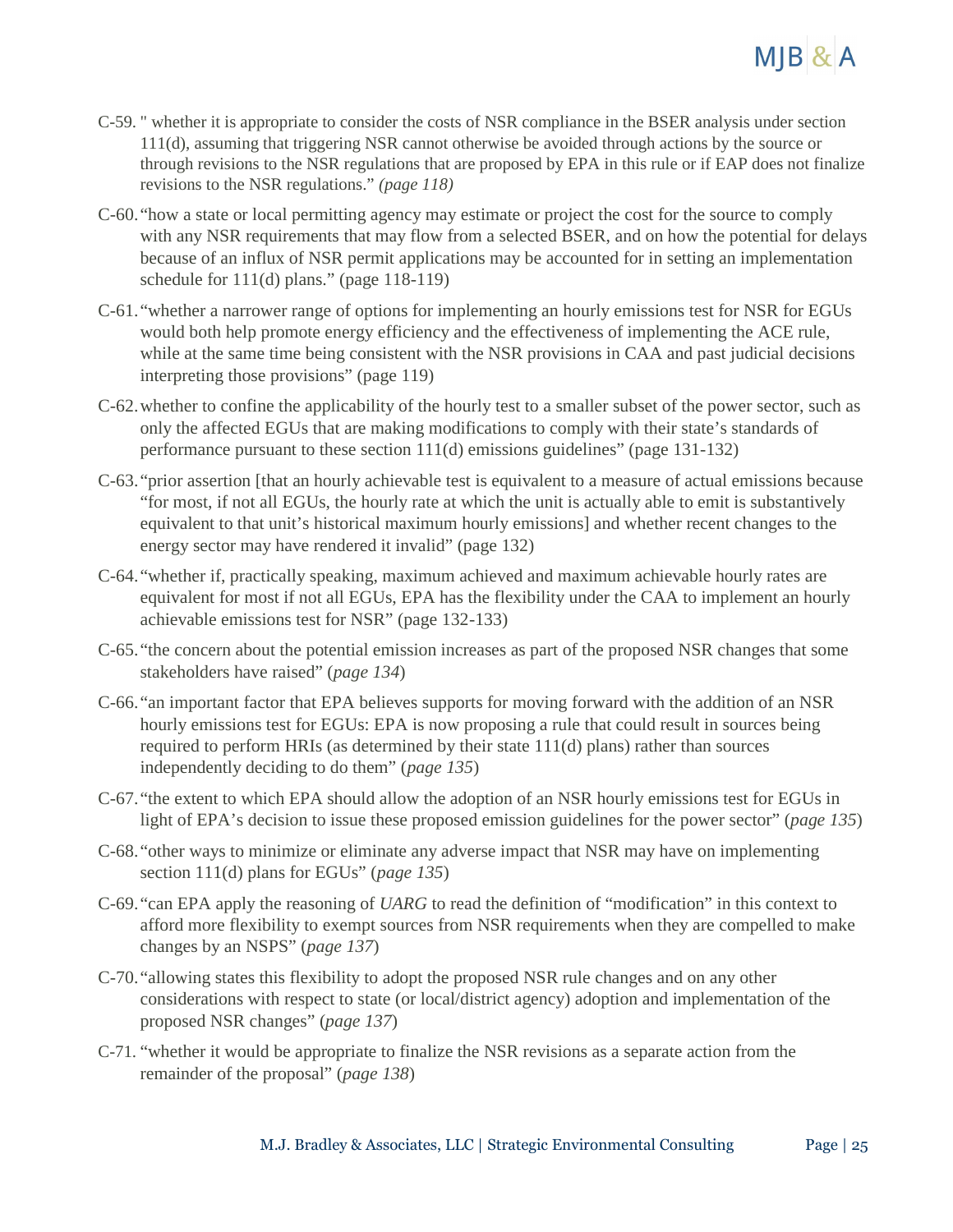C-59. " whether it is appropriate to consider the costs of NSR compliance in the BSER analysis under section 111(d), assuming that triggering NSR cannot otherwise be avoided through actions by the source or through revisions to the NSR regulations that are proposed by EPA in this rule or if EAP does not finalize revisions to the NSR regulations." *(page 118)*

C-60. "how a state or local permitting agency may estimate or project the cost for the source to comply with any NSR requirements that may flow from a selected BSER, and on how the potential for delays because of an influx of NSR permit applications may be accounted for in setting an implementation schedule for 111(d) plans." (page 118-119)

C-61. "whether a narrower range of options for implementing an hourly emissions test for NSR for EGUs would both help promote energy efficiency and the effectiveness of implementing the ACE rule, while at the same time being consistent with the NSR provisions in CAA and past judicial decisions interpreting those provisions" (page 119)

C-62. whether to confine the applicability of the hourly test to a smaller subset of the power sector, such as only the affected EGUs that are making modifications to comply with their state's standards of performance pursuant to these section 111(d) emissions guidelines" (page 131-132)

C-63. "prior assertion [that an hourly achievable test is equivalent to a measure of actual emissions because "for most, if not all EGUs, the hourly rate at which the unit is actually able to emit is substantively equivalent to that unit's historical maximum hourly emissions] and whether recent changes to the energy sector may have rendered it invalid" (page 132)

C-64. "whether if, practically speaking, maximum achieved and maximum achievable hourly rates are equivalent for most if not all EGUs, EPA has the flexibility under the CAA to implement an hourly achievable emissions test for NSR" (page 132-133)

C-65. "the concern about the potential emission increases as part of the proposed NSR changes that some stakeholders have raised" (*page 134*)

C-66. "an important factor that EPA believes supports for moving forward with the addition of an NSR hourly emissions test for EGUs: EPA is now proposing a rule that could result in sources being required to perform HRIs (as determined by their state 111(d) plans) rather than sources independently deciding to do them" (*page 135*)

C-67. "the extent to which EPA should allow the adoption of an NSR hourly emissions test for EGUs in light of EPA's decision to issue these proposed emission guidelines for the power sector" (*page 135*)

C-68. "other ways to minimize or eliminate any adverse impact that NSR may have on implementing section 111(d) plans for EGUs" (*page 135*)

C-69. "can EPA apply the reasoning of *UARG* to read the definition of "modification" in this context to afford more flexibility to exempt sources from NSR requirements when they are compelled to make changes by an NSPS" (*page 137*)

C-70. "allowing states this flexibility to adopt the proposed NSR rule changes and on any other considerations with respect to state (or local/district agency) adoption and implementation of the proposed NSR changes" (*page 137*)

C-71. "whether it would be appropriate to finalize the NSR revisions as a separate action from the remainder of the proposal" (*page 138*)